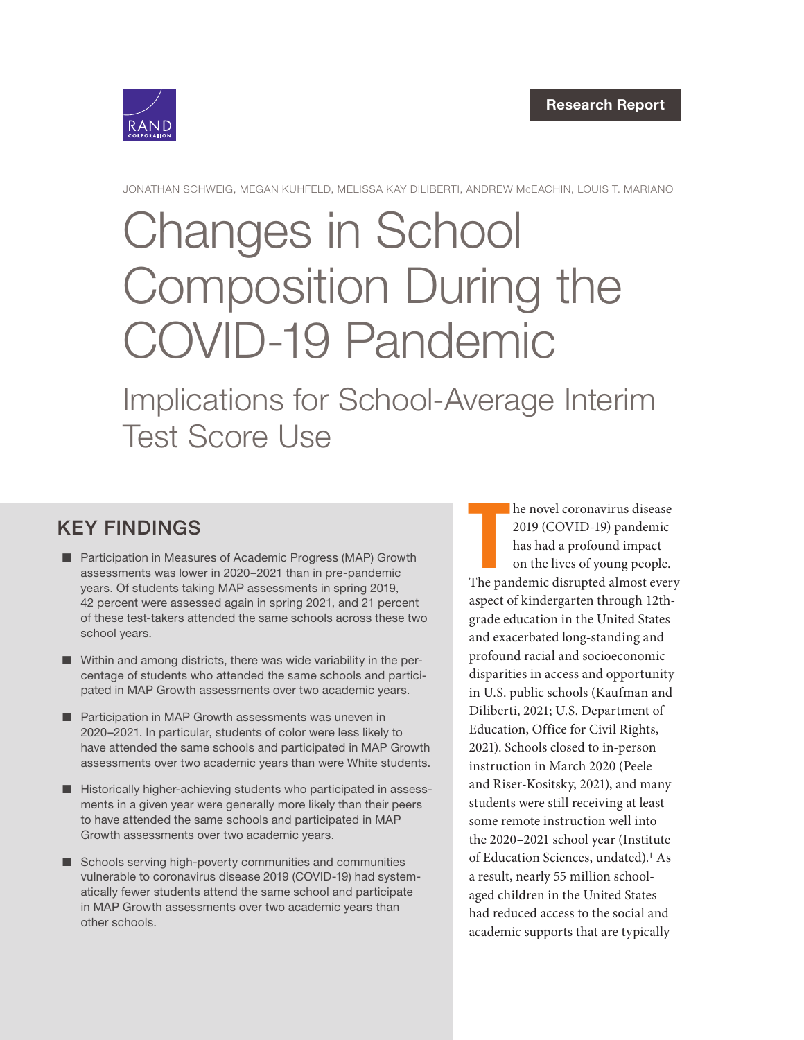RAND CORPORATION

Research Report

JONATHAN SCHWEIG, MEGAN KUHFELD, MELISSA KAY DILIBERTI, ANDREW McEACHIN, LOUIS T. MARIANO

# Changes in School Composition During the COVID-19 Pandemic

## Implications for School-Average Interim Test Score Use

## KEY FINDINGS

- Participation in Measures of Academic Progress (MAP) Growth assessments was lower in 2020–2021 than in pre-pandemic years. Of students taking MAP assessments in spring 2019, 42 percent were assessed again in spring 2021, and 21 percent of these test-takers attended the same schools across these two school years.
- Within and among districts, there was wide variability in the percentage of students who attended the same schools and participated in MAP Growth assessments over two academic years.
- Participation in MAP Growth assessments was uneven in 2020–2021. In particular, students of color were less likely to have attended the same schools and participated in MAP Growth assessments over two academic years than were White students.
- Historically higher-achieving students who participated in assessments in a given year were generally more likely than their peers to have attended the same schools and participated in MAP Growth assessments over two academic years.
- Schools serving high-poverty communities and communities vulnerable to coronavirus disease 2019 (COVID-19) had systematically fewer students attend the same school and participate in MAP Growth assessments over two academic years than other schools.

The novel coronavirus disease 2019 (COVID-19) pandemic has had a profound impact on the lives of young people. The pandemic disrupted almost every aspect of kindergarten through 12th-grade education in the United States and exacerbated long-standing and profound racial and socioeconomic disparities in access and opportunity in U.S. public schools (Kaufman and Diliberti, 2021; U.S. Department of Education, Office for Civil Rights, 2021). Schools closed to in-person instruction in March 2020 (Peele and Riser-Kositsky, 2021), and many students were still receiving at least some remote instruction well into the 2020–2021 school year (Institute of Education Sciences, undated).[1] As a result, nearly 55 million school-aged children in the United States had reduced access to the social and academic supports that are typically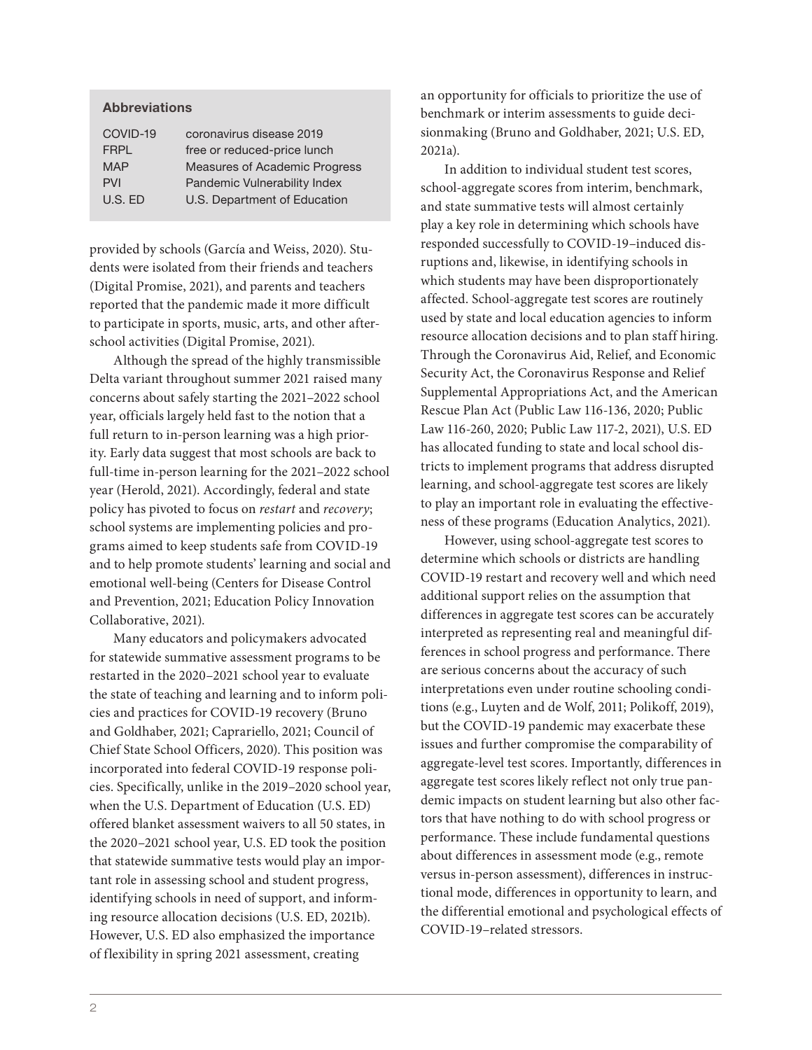**Abbreviations**

| | |
|---|---|
| COVID-19 | coronavirus disease 2019 |
| FRPL | free or reduced-price lunch |
| MAP | Measures of Academic Progress |
| PVI | Pandemic Vulnerability Index |
| U.S. ED | U.S. Department of Education |

provided by schools (García and Weiss, 2020). Students were isolated from their friends and teachers (Digital Promise, 2021), and parents and teachers reported that the pandemic made it more difficult to participate in sports, music, arts, and other afterschool activities (Digital Promise, 2021).

Although the spread of the highly transmissible Delta variant throughout summer 2021 raised many concerns about safely starting the 2021–2022 school year, officials largely held fast to the notion that a full return to in-person learning was a high priority. Early data suggest that most schools are back to full-time in-person learning for the 2021–2022 school year (Herold, 2021). Accordingly, federal and state policy has pivoted to focus on *restart* and *recovery*; school systems are implementing policies and programs aimed to keep students safe from COVID-19 and to help promote students' learning and social and emotional well-being (Centers for Disease Control and Prevention, 2021; Education Policy Innovation Collaborative, 2021).

Many educators and policymakers advocated for statewide summative assessment programs to be restarted in the 2020–2021 school year to evaluate the state of teaching and learning and to inform policies and practices for COVID-19 recovery (Bruno and Goldhaber, 2021; Caprariello, 2021; Council of Chief State School Officers, 2020). This position was incorporated into federal COVID-19 response policies. Specifically, unlike in the 2019–2020 school year, when the U.S. Department of Education (U.S. ED) offered blanket assessment waivers to all 50 states, in the 2020–2021 school year, U.S. ED took the position that statewide summative tests would play an important role in assessing school and student progress, identifying schools in need of support, and informing resource allocation decisions (U.S. ED, 2021b). However, U.S. ED also emphasized the importance of flexibility in spring 2021 assessment, creating an opportunity for officials to prioritize the use of benchmark or interim assessments to guide decisionmaking (Bruno and Goldhaber, 2021; U.S. ED, 2021a).

In addition to individual student test scores, school-aggregate scores from interim, benchmark, and state summative tests will almost certainly play a key role in determining which schools have responded successfully to COVID-19–induced disruptions and, likewise, in identifying schools in which students may have been disproportionately affected. School-aggregate test scores are routinely used by state and local education agencies to inform resource allocation decisions and to plan staff hiring. Through the Coronavirus Aid, Relief, and Economic Security Act, the Coronavirus Response and Relief Supplemental Appropriations Act, and the American Rescue Plan Act (Public Law 116-136, 2020; Public Law 116-260, 2020; Public Law 117-2, 2021), U.S. ED has allocated funding to state and local school districts to implement programs that address disrupted learning, and school-aggregate test scores are likely to play an important role in evaluating the effectiveness of these programs (Education Analytics, 2021).

However, using school-aggregate test scores to determine which schools or districts are handling COVID-19 restart and recovery well and which need additional support relies on the assumption that differences in aggregate test scores can be accurately interpreted as representing real and meaningful differences in school progress and performance. There are serious concerns about the accuracy of such interpretations even under routine schooling conditions (e.g., Luyten and de Wolf, 2011; Polikoff, 2019), but the COVID-19 pandemic may exacerbate these issues and further compromise the comparability of aggregate-level test scores. Importantly, differences in aggregate test scores likely reflect not only true pandemic impacts on student learning but also other factors that have nothing to do with school progress or performance. These include fundamental questions about differences in assessment mode (e.g., remote versus in-person assessment), differences in instructional mode, differences in opportunity to learn, and the differential emotional and psychological effects of COVID-19–related stressors.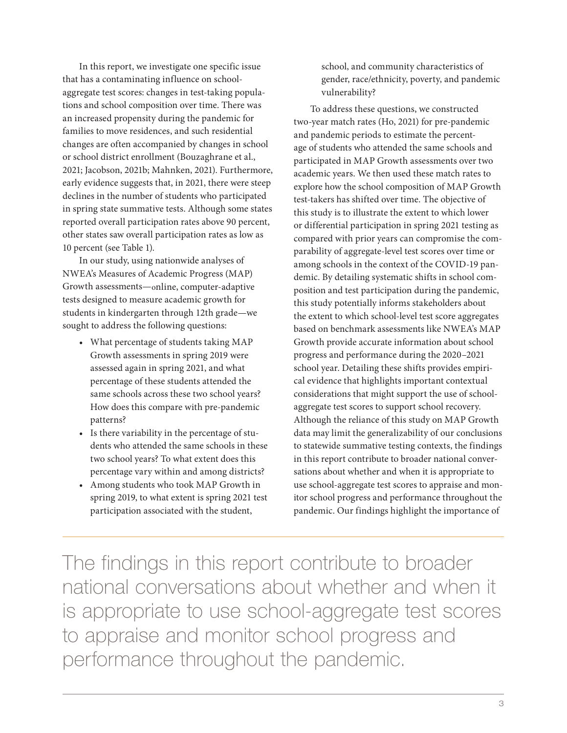In this report, we investigate one specific issue that has a contaminating influence on school-aggregate test scores: changes in test-taking populations and school composition over time. There was an increased propensity during the pandemic for families to move residences, and such residential changes are often accompanied by changes in school or school district enrollment (Bouzaghrane et al., 2021; Jacobson, 2021b; Mahnken, 2021). Furthermore, early evidence suggests that, in 2021, there were steep declines in the number of students who participated in spring state summative tests. Although some states reported overall participation rates above 90 percent, other states saw overall participation rates as low as 10 percent (see Table 1).

In our study, using nationwide analyses of NWEA's Measures of Academic Progress (MAP) Growth assessments—online, computer-adaptive tests designed to measure academic growth for students in kindergarten through 12th grade—we sought to address the following questions:

- What percentage of students taking MAP Growth assessments in spring 2019 were assessed again in spring 2021, and what percentage of these students attended the same schools across these two school years? How does this compare with pre-pandemic patterns?
- Is there variability in the percentage of students who attended the same schools in these two school years? To what extent does this percentage vary within and among districts?
- Among students who took MAP Growth in spring 2019, to what extent is spring 2021 test participation associated with the student, school, and community characteristics of gender, race/ethnicity, poverty, and pandemic vulnerability?

To address these questions, we constructed two-year match rates (Ho, 2021) for pre-pandemic and pandemic periods to estimate the percentage of students who attended the same schools and participated in MAP Growth assessments over two academic years. We then used these match rates to explore how the school composition of MAP Growth test-takers has shifted over time. The objective of this study is to illustrate the extent to which lower or differential participation in spring 2021 testing as compared with prior years can compromise the comparability of aggregate-level test scores over time or among schools in the context of the COVID-19 pandemic. By detailing systematic shifts in school composition and test participation during the pandemic, this study potentially informs stakeholders about the extent to which school-level test score aggregates based on benchmark assessments like NWEA's MAP Growth provide accurate information about school progress and performance during the 2020–2021 school year. Detailing these shifts provides empirical evidence that highlights important contextual considerations that might support the use of school-aggregate test scores to support school recovery. Although the reliance of this study on MAP Growth data may limit the generalizability of our conclusions to statewide summative testing contexts, the findings in this report contribute to broader national conversations about whether and when it is appropriate to use school-aggregate test scores to appraise and monitor school progress and performance throughout the pandemic. Our findings highlight the importance of

> The findings in this report contribute to broader national conversations about whether and when it is appropriate to use school-aggregate test scores to appraise and monitor school progress and performance throughout the pandemic.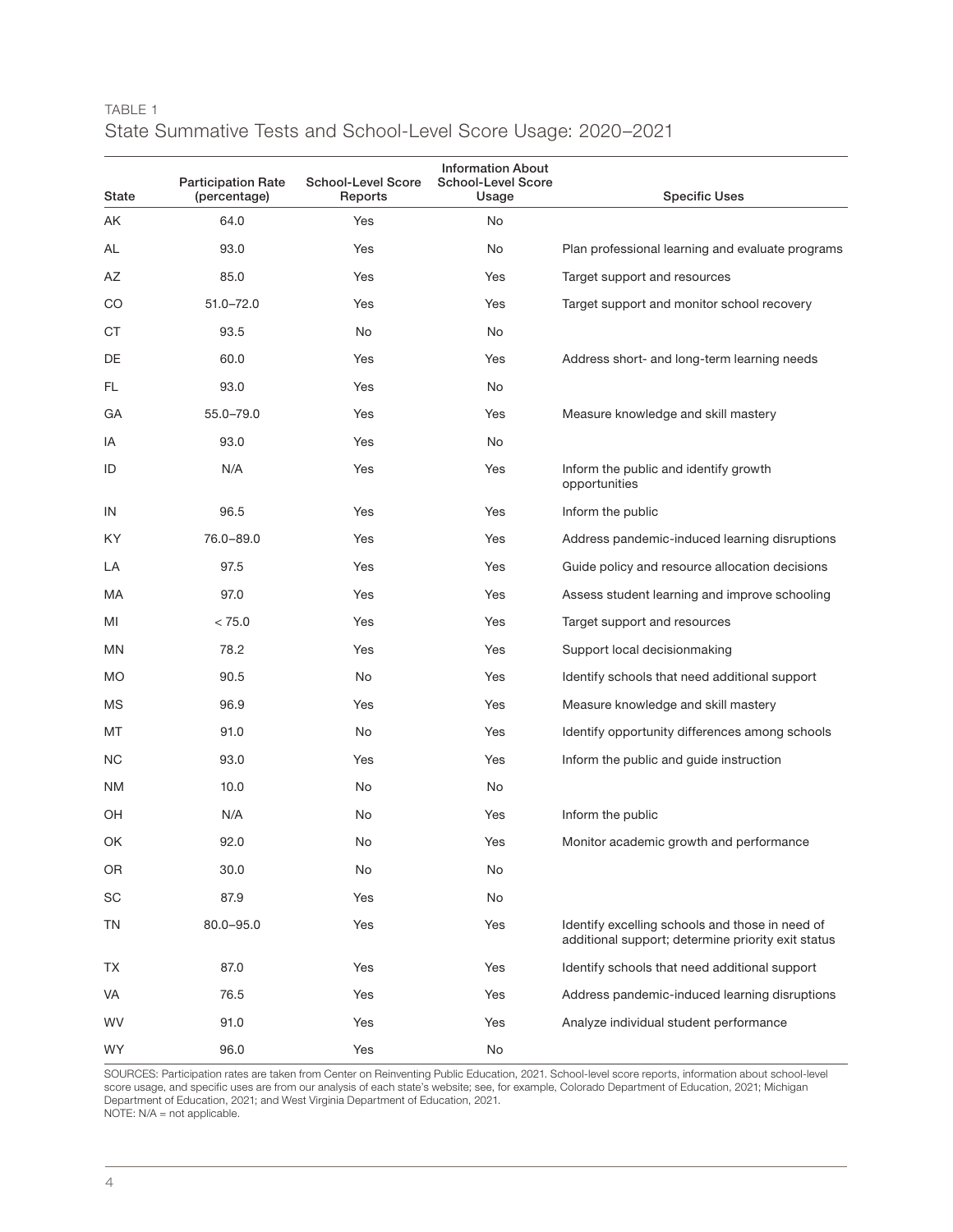TABLE 1

State Summative Tests and School-Level Score Usage: 2020–2021

| State | Participation Rate (percentage) | School-Level Score Reports | Information About School-Level Score Usage | Specific Uses |
|---|---|---|---|---|
| AK | 64.0 | Yes | No | |
| AL | 93.0 | Yes | No | Plan professional learning and evaluate programs |
| AZ | 85.0 | Yes | Yes | Target support and resources |
| CO | 51.0–72.0 | Yes | Yes | Target support and monitor school recovery |
| CT | 93.5 | No | No | |
| DE | 60.0 | Yes | Yes | Address short- and long-term learning needs |
| FL | 93.0 | Yes | No | |
| GA | 55.0–79.0 | Yes | Yes | Measure knowledge and skill mastery |
| IA | 93.0 | Yes | No | |
| ID | N/A | Yes | Yes | Inform the public and identify growth opportunities |
| IN | 96.5 | Yes | Yes | Inform the public |
| KY | 76.0–89.0 | Yes | Yes | Address pandemic-induced learning disruptions |
| LA | 97.5 | Yes | Yes | Guide policy and resource allocation decisions |
| MA | 97.0 | Yes | Yes | Assess student learning and improve schooling |
| MI | < 75.0 | Yes | Yes | Target support and resources |
| MN | 78.2 | Yes | Yes | Support local decisionmaking |
| MO | 90.5 | No | Yes | Identify schools that need additional support |
| MS | 96.9 | Yes | Yes | Measure knowledge and skill mastery |
| MT | 91.0 | No | Yes | Identify opportunity differences among schools |
| NC | 93.0 | Yes | Yes | Inform the public and guide instruction |
| NM | 10.0 | No | No | |
| OH | N/A | No | Yes | Inform the public |
| OK | 92.0 | No | Yes | Monitor academic growth and performance |
| OR | 30.0 | No | No | |
| SC | 87.9 | Yes | No | |
| TN | 80.0–95.0 | Yes | Yes | Identify excelling schools and those in need of additional support; determine priority exit status |
| TX | 87.0 | Yes | Yes | Identify schools that need additional support |
| VA | 76.5 | Yes | Yes | Address pandemic-induced learning disruptions |
| WV | 91.0 | Yes | Yes | Analyze individual student performance |
| WY | 96.0 | Yes | No | |

SOURCES: Participation rates are taken from Center on Reinventing Public Education, 2021. School-level score reports, information about school-level score usage, and specific uses are from our analysis of each state's website; see, for example, Colorado Department of Education, 2021; Michigan Department of Education, 2021; and West Virginia Department of Education, 2021.

NOTE: N/A = not applicable.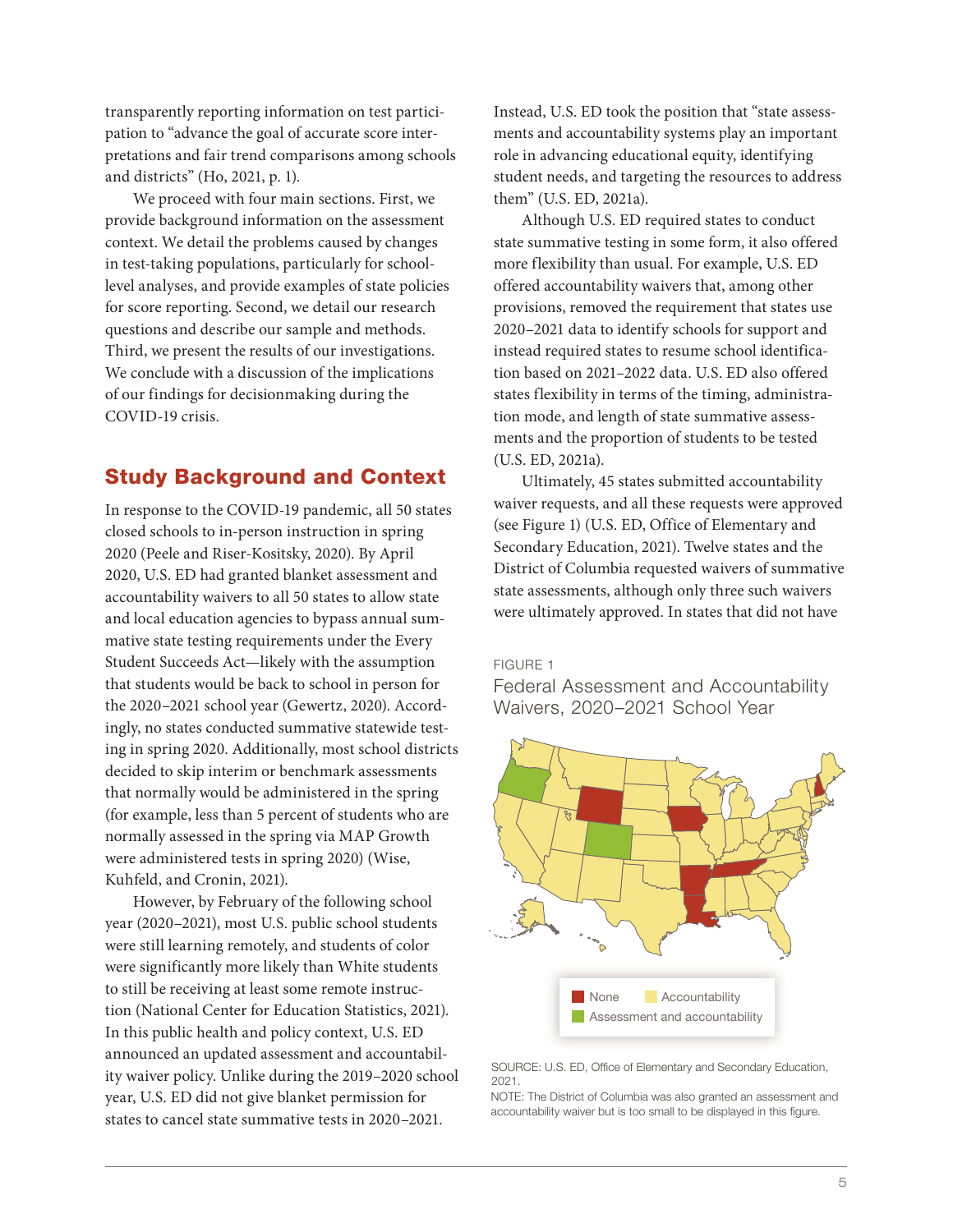transparently reporting information on test participation to "advance the goal of accurate score interpretations and fair trend comparisons among schools and districts" (Ho, 2021, p. 1).

We proceed with four main sections. First, we provide background information on the assessment context. We detail the problems caused by changes in test-taking populations, particularly for school-level analyses, and provide examples of state policies for score reporting. Second, we detail our research questions and describe our sample and methods. Third, we present the results of our investigations. We conclude with a discussion of the implications of our findings for decisionmaking during the COVID-19 crisis.

## Study Background and Context

In response to the COVID-19 pandemic, all 50 states closed schools to in-person instruction in spring 2020 (Peele and Riser-Kositsky, 2020). By April 2020, U.S. ED had granted blanket assessment and accountability waivers to all 50 states to allow state and local education agencies to bypass annual summative state testing requirements under the Every Student Succeeds Act—likely with the assumption that students would be back to school in person for the 2020–2021 school year (Gewertz, 2020). Accordingly, no states conducted summative statewide testing in spring 2020. Additionally, most school districts decided to skip interim or benchmark assessments that normally would be administered in the spring (for example, less than 5 percent of students who are normally assessed in the spring via MAP Growth were administered tests in spring 2020) (Wise, Kuhfeld, and Cronin, 2021).

However, by February of the following school year (2020–2021), most U.S. public school students were still learning remotely, and students of color were significantly more likely than White students to still be receiving at least some remote instruction (National Center for Education Statistics, 2021). In this public health and policy context, U.S. ED announced an updated assessment and accountability waiver policy. Unlike during the 2019–2020 school year, U.S. ED did not give blanket permission for states to cancel state summative tests in 2020–2021. Instead, U.S. ED took the position that "state assessments and accountability systems play an important role in advancing educational equity, identifying student needs, and targeting the resources to address them" (U.S. ED, 2021a).

Although U.S. ED required states to conduct state summative testing in some form, it also offered more flexibility than usual. For example, U.S. ED offered accountability waivers that, among other provisions, removed the requirement that states use 2020–2021 data to identify schools for support and instead required states to resume school identification based on 2021–2022 data. U.S. ED also offered states flexibility in terms of the timing, administration mode, and length of state summative assessments and the proportion of students to be tested (U.S. ED, 2021a).

Ultimately, 45 states submitted accountability waiver requests, and all these requests were approved (see Figure 1) (U.S. ED, Office of Elementary and Secondary Education, 2021). Twelve states and the District of Columbia requested waivers of summative state assessments, although only three such waivers were ultimately approved. In states that did not have

FIGURE 1

Federal Assessment and Accountability Waivers, 2020–2021 School Year

None | Accountability | Assessment and accountability

SOURCE: U.S. ED, Office of Elementary and Secondary Education, 2021.

NOTE: The District of Columbia was also granted an assessment and accountability waiver but is too small to be displayed in this figure.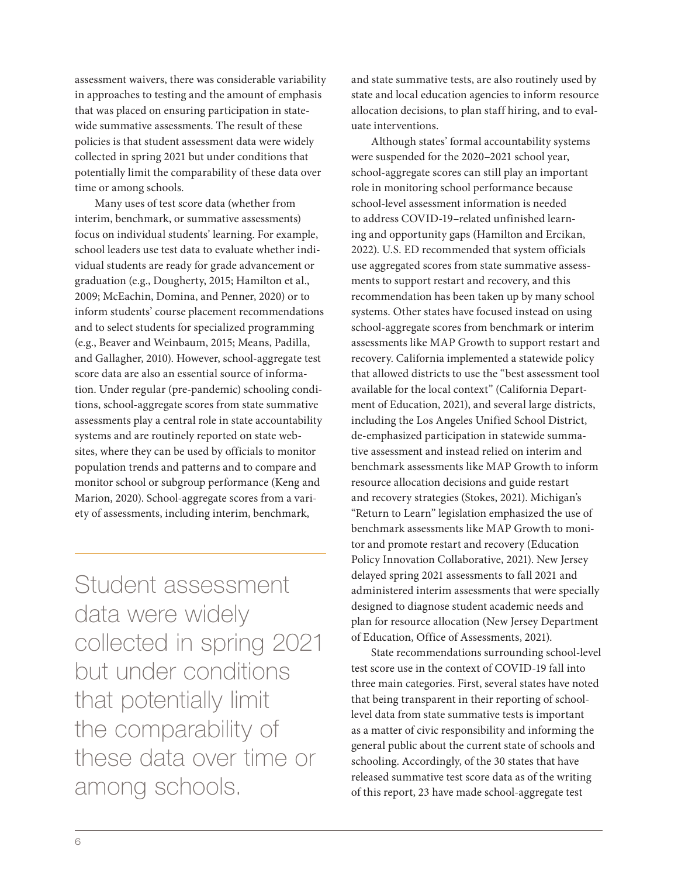assessment waivers, there was considerable variability in approaches to testing and the amount of emphasis that was placed on ensuring participation in statewide summative assessments. The result of these policies is that student assessment data were widely collected in spring 2021 but under conditions that potentially limit the comparability of these data over time or among schools.

Many uses of test score data (whether from interim, benchmark, or summative assessments) focus on individual students' learning. For example, school leaders use test data to evaluate whether individual students are ready for grade advancement or graduation (e.g., Dougherty, 2015; Hamilton et al., 2009; McEachin, Domina, and Penner, 2020) or to inform students' course placement recommendations and to select students for specialized programming (e.g., Beaver and Weinbaum, 2015; Means, Padilla, and Gallagher, 2010). However, school-aggregate test score data are also an essential source of information. Under regular (pre-pandemic) schooling conditions, school-aggregate scores from state summative assessments play a central role in state accountability systems and are routinely reported on state websites, where they can be used by officials to monitor population trends and patterns and to compare and monitor school or subgroup performance (Keng and Marion, 2020). School-aggregate scores from a variety of assessments, including interim, benchmark, and state summative tests, are also routinely used by state and local education agencies to inform resource allocation decisions, to plan staff hiring, and to evaluate interventions.

> Student assessment data were widely collected in spring 2021 but under conditions that potentially limit the comparability of these data over time or among schools.

Although states' formal accountability systems were suspended for the 2020–2021 school year, school-aggregate scores can still play an important role in monitoring school performance because school-level assessment information is needed to address COVID-19–related unfinished learning and opportunity gaps (Hamilton and Ercikan, 2022). U.S. ED recommended that system officials use aggregated scores from state summative assessments to support restart and recovery, and this recommendation has been taken up by many school systems. Other states have focused instead on using school-aggregate scores from benchmark or interim assessments like MAP Growth to support restart and recovery. California implemented a statewide policy that allowed districts to use the "best assessment tool available for the local context" (California Department of Education, 2021), and several large districts, including the Los Angeles Unified School District, de-emphasized participation in statewide summative assessment and instead relied on interim and benchmark assessments like MAP Growth to inform resource allocation decisions and guide restart and recovery strategies (Stokes, 2021). Michigan's "Return to Learn" legislation emphasized the use of benchmark assessments like MAP Growth to monitor and promote restart and recovery (Education Policy Innovation Collaborative, 2021). New Jersey delayed spring 2021 assessments to fall 2021 and administered interim assessments that were specially designed to diagnose student academic needs and plan for resource allocation (New Jersey Department of Education, Office of Assessments, 2021).

State recommendations surrounding school-level test score use in the context of COVID-19 fall into three main categories. First, several states have noted that being transparent in their reporting of school-level data from state summative tests is important as a matter of civic responsibility and informing the general public about the current state of schools and schooling. Accordingly, of the 30 states that have released summative test score data as of the writing of this report, 23 have made school-aggregate test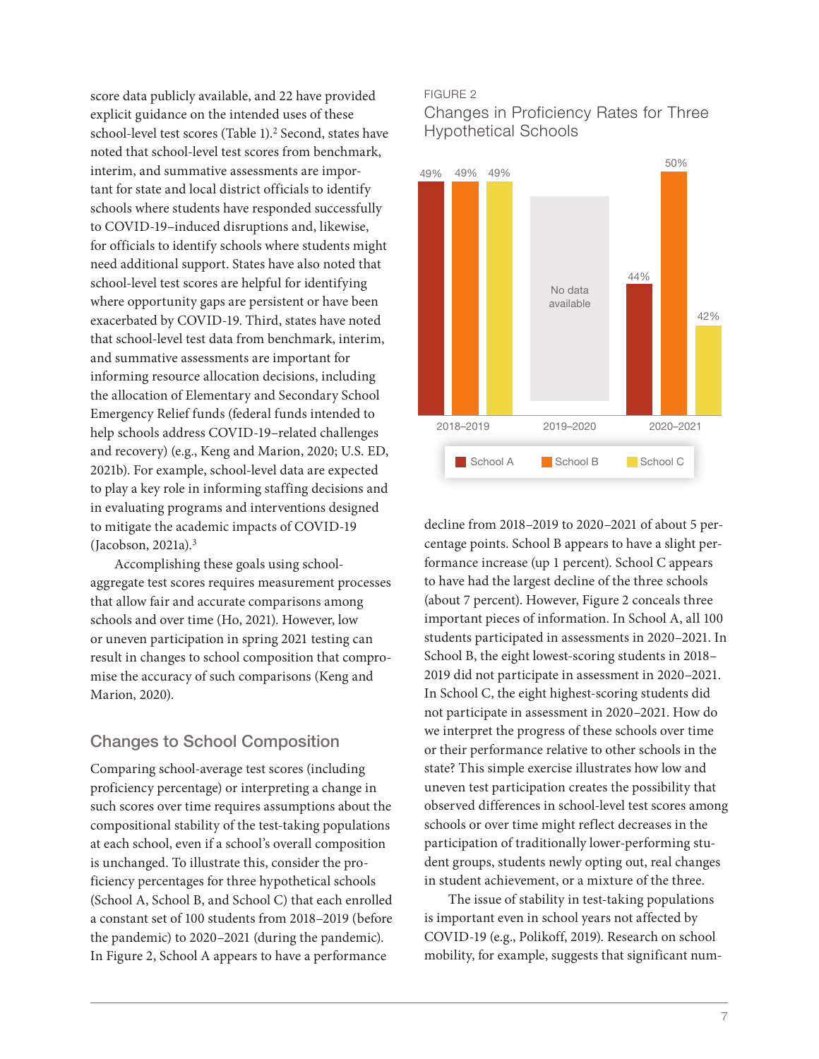score data publicly available, and 22 have provided explicit guidance on the intended uses of these school-level test scores (Table 1).[2] Second, states have noted that school-level test scores from benchmark, interim, and summative assessments are important for state and local district officials to identify schools where students have responded successfully to COVID-19–induced disruptions and, likewise, for officials to identify schools where students might need additional support. States have also noted that school-level test scores are helpful for identifying where opportunity gaps are persistent or have been exacerbated by COVID-19. Third, states have noted that school-level test data from benchmark, interim, and summative assessments are important for informing resource allocation decisions, including the allocation of Elementary and Secondary School Emergency Relief funds (federal funds intended to help schools address COVID-19–related challenges and recovery) (e.g., Keng and Marion, 2020; U.S. ED, 2021b). For example, school-level data are expected to play a key role in informing staffing decisions and in evaluating programs and interventions designed to mitigate the academic impacts of COVID-19 (Jacobson, 2021a).[3]

Accomplishing these goals using school-aggregate test scores requires measurement processes that allow fair and accurate comparisons among schools and over time (Ho, 2021). However, low or uneven participation in spring 2021 testing can result in changes to school composition that compromise the accuracy of such comparisons (Keng and Marion, 2020).

## Changes to School Composition

Comparing school-average test scores (including proficiency percentage) or interpreting a change in such scores over time requires assumptions about the compositional stability of the test-taking populations at each school, even if a school's overall composition is unchanged. To illustrate this, consider the proficiency percentages for three hypothetical schools (School A, School B, and School C) that each enrolled a constant set of 100 students from 2018–2019 (before the pandemic) to 2020–2021 (during the pandemic). In Figure 2, School A appears to have a performance decline from 2018–2019 to 2020–2021 of about 5 percentage points. School B appears to have a slight performance increase (up 1 percent). School C appears to have had the largest decline of the three schools (about 7 percent). However, Figure 2 conceals three important pieces of information. In School A, all 100 students participated in assessments in 2020–2021. In School B, the eight lowest-scoring students in 2018–2019 did not participate in assessment in 2020–2021. In School C, the eight highest-scoring students did not participate in assessment in 2020–2021. How do we interpret the progress of these schools over time or their performance relative to other schools in the state? This simple exercise illustrates how low and uneven test participation creates the possibility that observed differences in school-level test scores among schools or over time might reflect decreases in the participation of traditionally lower-performing student groups, students newly opting out, real changes in student achievement, or a mixture of the three.

The issue of stability in test-taking populations is important even in school years not affected by COVID-19 (e.g., Polikoff, 2019). Research on school mobility, for example, suggests that significant num-

FIGURE 2

Changes in Proficiency Rates for Three Hypothetical Schools

| | School A | School B | School C |
|---|---|---|---|
| 2018–2019 | 49% | 49% | 49% |
| 2019–2020 | No data available | | |
| 2020–2021 | 44% | 50% | 42% |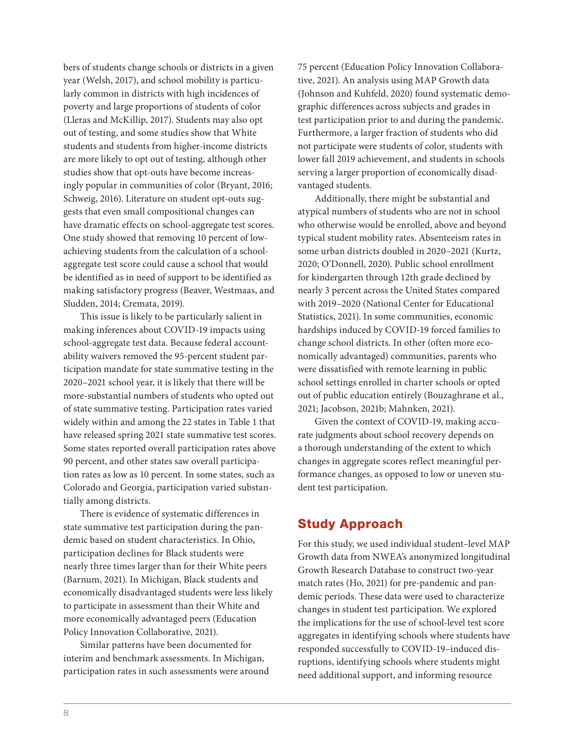bers of students change schools or districts in a given year (Welsh, 2017), and school mobility is particularly common in districts with high incidences of poverty and large proportions of students of color (Lleras and McKillip, 2017). Students may also opt out of testing, and some studies show that White students and students from higher-income districts are more likely to opt out of testing, although other studies show that opt-outs have become increasingly popular in communities of color (Bryant, 2016; Schweig, 2016). Literature on student opt-outs suggests that even small compositional changes can have dramatic effects on school-aggregate test scores. One study showed that removing 10 percent of low-achieving students from the calculation of a school-aggregate test score could cause a school that would be identified as in need of support to be identified as making satisfactory progress (Beaver, Westmaas, and Sludden, 2014; Cremata, 2019).

This issue is likely to be particularly salient in making inferences about COVID-19 impacts using school-aggregate test data. Because federal accountability waivers removed the 95-percent student participation mandate for state summative testing in the 2020–2021 school year, it is likely that there will be more-substantial numbers of students who opted out of state summative testing. Participation rates varied widely within and among the 22 states in Table 1 that have released spring 2021 state summative test scores. Some states reported overall participation rates above 90 percent, and other states saw overall participation rates as low as 10 percent. In some states, such as Colorado and Georgia, participation varied substantially among districts.

There is evidence of systematic differences in state summative test participation during the pandemic based on student characteristics. In Ohio, participation declines for Black students were nearly three times larger than for their White peers (Barnum, 2021). In Michigan, Black students and economically disadvantaged students were less likely to participate in assessment than their White and more economically advantaged peers (Education Policy Innovation Collaborative, 2021).

Similar patterns have been documented for interim and benchmark assessments. In Michigan, participation rates in such assessments were around 75 percent (Education Policy Innovation Collaborative, 2021). An analysis using MAP Growth data (Johnson and Kuhfeld, 2020) found systematic demographic differences across subjects and grades in test participation prior to and during the pandemic. Furthermore, a larger fraction of students who did not participate were students of color, students with lower fall 2019 achievement, and students in schools serving a larger proportion of economically disadvantaged students.

Additionally, there might be substantial and atypical numbers of students who are not in school who otherwise would be enrolled, above and beyond typical student mobility rates. Absenteeism rates in some urban districts doubled in 2020–2021 (Kurtz, 2020; O'Donnell, 2020). Public school enrollment for kindergarten through 12th grade declined by nearly 3 percent across the United States compared with 2019–2020 (National Center for Educational Statistics, 2021). In some communities, economic hardships induced by COVID-19 forced families to change school districts. In other (often more economically advantaged) communities, parents who were dissatisfied with remote learning in public school settings enrolled in charter schools or opted out of public education entirely (Bouzaghrane et al., 2021; Jacobson, 2021b; Mahnken, 2021).

Given the context of COVID-19, making accurate judgments about school recovery depends on a thorough understanding of the extent to which changes in aggregate scores reflect meaningful performance changes, as opposed to low or uneven student test participation.

## Study Approach

For this study, we used individual student–level MAP Growth data from NWEA's anonymized longitudinal Growth Research Database to construct two-year match rates (Ho, 2021) for pre-pandemic and pandemic periods. These data were used to characterize changes in student test participation. We explored the implications for the use of school-level test score aggregates in identifying schools where students have responded successfully to COVID-19–induced disruptions, identifying schools where students might need additional support, and informing resource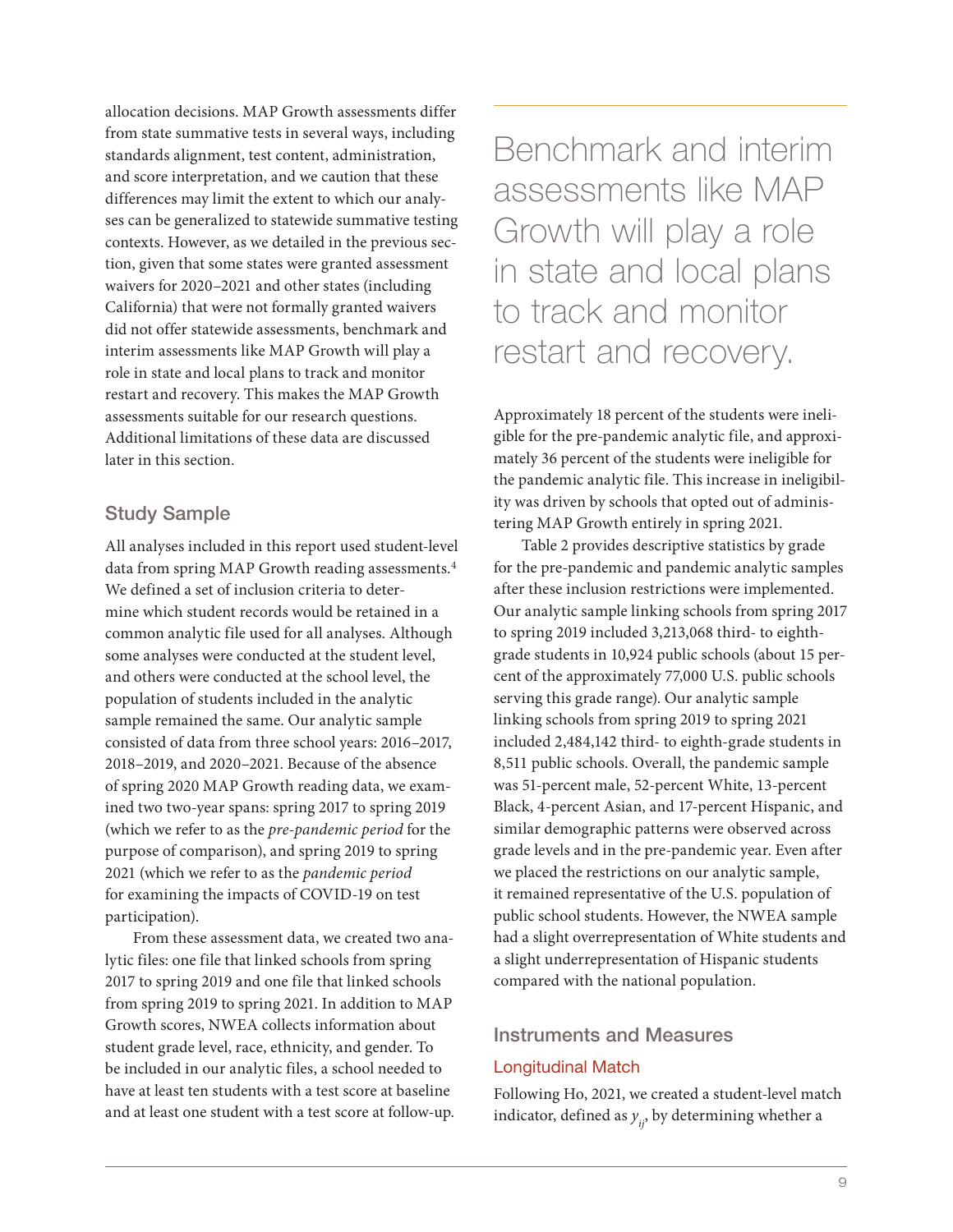allocation decisions. MAP Growth assessments differ from state summative tests in several ways, including standards alignment, test content, administration, and score interpretation, and we caution that these differences may limit the extent to which our analyses can be generalized to statewide summative testing contexts. However, as we detailed in the previous section, given that some states were granted assessment waivers for 2020–2021 and other states (including California) that were not formally granted waivers did not offer statewide assessments, benchmark and interim assessments like MAP Growth will play a role in state and local plans to track and monitor restart and recovery. This makes the MAP Growth assessments suitable for our research questions. Additional limitations of these data are discussed later in this section.

## Study Sample

All analyses included in this report used student-level data from spring MAP Growth reading assessments.[4] We defined a set of inclusion criteria to determine which student records would be retained in a common analytic file used for all analyses. Although some analyses were conducted at the student level, and others were conducted at the school level, the population of students included in the analytic sample remained the same. Our analytic sample consisted of data from three school years: 2016–2017, 2018–2019, and 2020–2021. Because of the absence of spring 2020 MAP Growth reading data, we examined two two-year spans: spring 2017 to spring 2019 (which we refer to as the *pre-pandemic period* for the purpose of comparison), and spring 2019 to spring 2021 (which we refer to as the *pandemic period* for examining the impacts of COVID-19 on test participation).

From these assessment data, we created two analytic files: one file that linked schools from spring 2017 to spring 2019 and one file that linked schools from spring 2019 to spring 2021. In addition to MAP Growth scores, NWEA collects information about student grade level, race, ethnicity, and gender. To be included in our analytic files, a school needed to have at least ten students with a test score at baseline and at least one student with a test score at follow-up.

Benchmark and interim assessments like MAP Growth will play a role in state and local plans to track and monitor restart and recovery.

Approximately 18 percent of the students were ineligible for the pre-pandemic analytic file, and approximately 36 percent of the students were ineligible for the pandemic analytic file. This increase in ineligibility was driven by schools that opted out of administering MAP Growth entirely in spring 2021.

Table 2 provides descriptive statistics by grade for the pre-pandemic and pandemic analytic samples after these inclusion restrictions were implemented. Our analytic sample linking schools from spring 2017 to spring 2019 included 3,213,068 third- to eighth-grade students in 10,924 public schools (about 15 percent of the approximately 77,000 U.S. public schools serving this grade range). Our analytic sample linking schools from spring 2019 to spring 2021 included 2,484,142 third- to eighth-grade students in 8,511 public schools. Overall, the pandemic sample was 51-percent male, 52-percent White, 13-percent Black, 4-percent Asian, and 17-percent Hispanic, and similar demographic patterns were observed across grade levels and in the pre-pandemic year. Even after we placed the restrictions on our analytic sample, it remained representative of the U.S. population of public school students. However, the NWEA sample had a slight overrepresentation of White students and a slight underrepresentation of Hispanic students compared with the national population.

## Instruments and Measures

### Longitudinal Match

Following Ho, 2021, we created a student-level match indicator, defined as $y_{ij}$, by determining whether a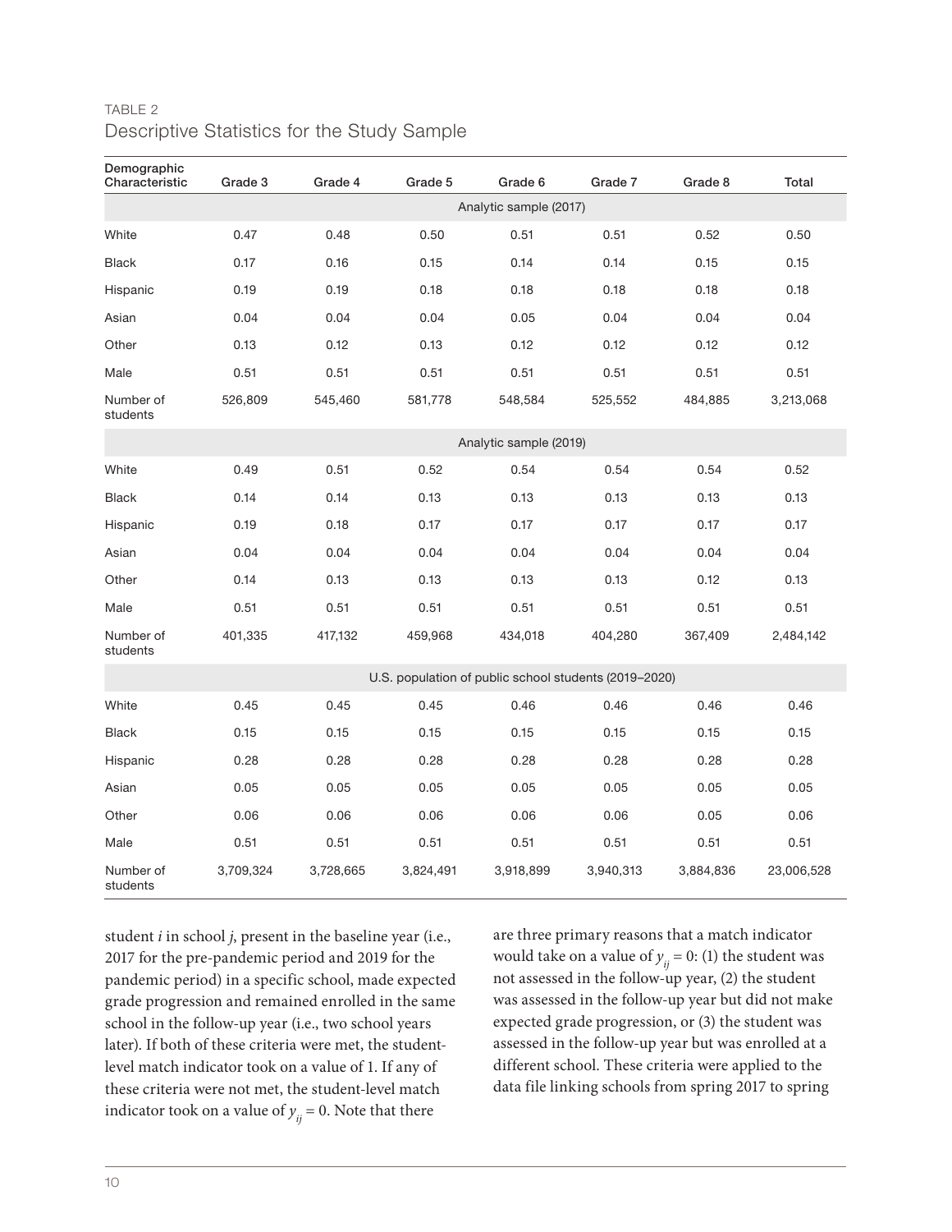TABLE 2
Descriptive Statistics for the Study Sample

| Demographic Characteristic | Grade 3 | Grade 4 | Grade 5 | Grade 6 | Grade 7 | Grade 8 | Total |
|---|---|---|---|---|---|---|---|
| Analytic sample (2017) | | | | | | | |
| White | 0.47 | 0.48 | 0.50 | 0.51 | 0.51 | 0.52 | 0.50 |
| Black | 0.17 | 0.16 | 0.15 | 0.14 | 0.14 | 0.15 | 0.15 |
| Hispanic | 0.19 | 0.19 | 0.18 | 0.18 | 0.18 | 0.18 | 0.18 |
| Asian | 0.04 | 0.04 | 0.04 | 0.05 | 0.04 | 0.04 | 0.04 |
| Other | 0.13 | 0.12 | 0.13 | 0.12 | 0.12 | 0.12 | 0.12 |
| Male | 0.51 | 0.51 | 0.51 | 0.51 | 0.51 | 0.51 | 0.51 |
| Number of students | 526,809 | 545,460 | 581,778 | 548,584 | 525,552 | 484,885 | 3,213,068 |
| Analytic sample (2019) | | | | | | | |
| White | 0.49 | 0.51 | 0.52 | 0.54 | 0.54 | 0.54 | 0.52 |
| Black | 0.14 | 0.14 | 0.13 | 0.13 | 0.13 | 0.13 | 0.13 |
| Hispanic | 0.19 | 0.18 | 0.17 | 0.17 | 0.17 | 0.17 | 0.17 |
| Asian | 0.04 | 0.04 | 0.04 | 0.04 | 0.04 | 0.04 | 0.04 |
| Other | 0.14 | 0.13 | 0.13 | 0.13 | 0.13 | 0.12 | 0.13 |
| Male | 0.51 | 0.51 | 0.51 | 0.51 | 0.51 | 0.51 | 0.51 |
| Number of students | 401,335 | 417,132 | 459,968 | 434,018 | 404,280 | 367,409 | 2,484,142 |
| U.S. population of public school students (2019–2020) | | | | | | | |
| White | 0.45 | 0.45 | 0.45 | 0.46 | 0.46 | 0.46 | 0.46 |
| Black | 0.15 | 0.15 | 0.15 | 0.15 | 0.15 | 0.15 | 0.15 |
| Hispanic | 0.28 | 0.28 | 0.28 | 0.28 | 0.28 | 0.28 | 0.28 |
| Asian | 0.05 | 0.05 | 0.05 | 0.05 | 0.05 | 0.05 | 0.05 |
| Other | 0.06 | 0.06 | 0.06 | 0.06 | 0.06 | 0.05 | 0.06 |
| Male | 0.51 | 0.51 | 0.51 | 0.51 | 0.51 | 0.51 | 0.51 |
| Number of students | 3,709,324 | 3,728,665 | 3,824,491 | 3,918,899 | 3,940,313 | 3,884,836 | 23,006,528 |

student *i* in school *j*, present in the baseline year (i.e., 2017 for the pre-pandemic period and 2019 for the pandemic period) in a specific school, made expected grade progression and remained enrolled in the same school in the follow-up year (i.e., two school years later). If both of these criteria were met, the student-level match indicator took on a value of 1. If any of these criteria were not met, the student-level match indicator took on a value of $y_{ij} = 0$. Note that there are three primary reasons that a match indicator would take on a value of $y_{ij} = 0$: (1) the student was not assessed in the follow-up year, (2) the student was assessed in the follow-up year but did not make expected grade progression, or (3) the student was assessed in the follow-up year but was enrolled at a different school. These criteria were applied to the data file linking schools from spring 2017 to spring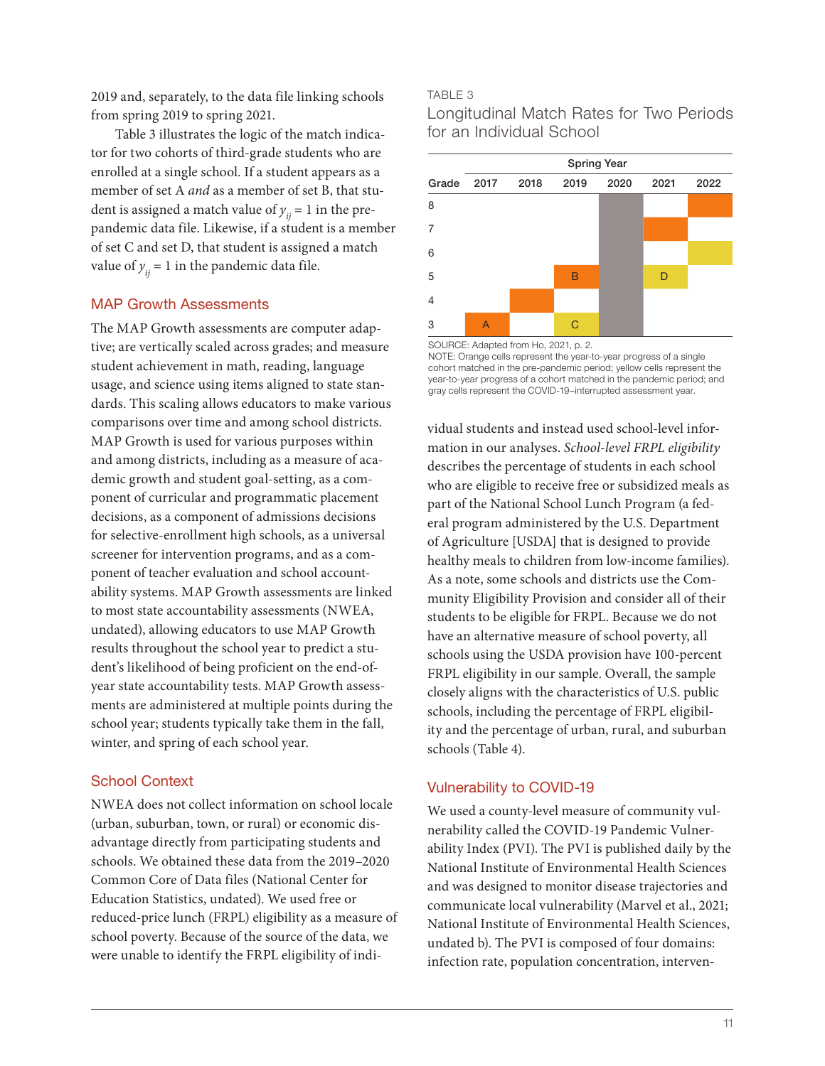2019 and, separately, to the data file linking schools from spring 2019 to spring 2021.

Table 3 illustrates the logic of the match indicator for two cohorts of third-grade students who are enrolled at a single school. If a student appears as a member of set A *and* as a member of set B, that student is assigned a match value of $y_{ij} = 1$ in the pre-pandemic data file. Likewise, if a student is a member of set C and set D, that student is assigned a match value of $y_{ij} = 1$ in the pandemic data file.

## MAP Growth Assessments

The MAP Growth assessments are computer adaptive; are vertically scaled across grades; and measure student achievement in math, reading, language usage, and science using items aligned to state standards. This scaling allows educators to make various comparisons over time and among school districts. MAP Growth is used for various purposes within and among districts, including as a measure of academic growth and student goal-setting, as a component of curricular and programmatic placement decisions, as a component of admissions decisions for selective-enrollment high schools, as a universal screener for intervention programs, and as a component of teacher evaluation and school accountability systems. MAP Growth assessments are linked to most state accountability assessments (NWEA, undated), allowing educators to use MAP Growth results throughout the school year to predict a student's likelihood of being proficient on the end-of-year state accountability tests. MAP Growth assessments are administered at multiple points during the school year; students typically take them in the fall, winter, and spring of each school year.

## School Context

NWEA does not collect information on school locale (urban, suburban, town, or rural) or economic disadvantage directly from participating students and schools. We obtained these data from the 2019–2020 Common Core of Data files (National Center for Education Statistics, undated). We used free or reduced-price lunch (FRPL) eligibility as a measure of school poverty. Because of the source of the data, we were unable to identify the FRPL eligibility of individual students and instead used school-level information in our analyses. *School-level FRPL eligibility* describes the percentage of students in each school who are eligible to receive free or subsidized meals as part of the National School Lunch Program (a federal program administered by the U.S. Department of Agriculture [USDA] that is designed to provide healthy meals to children from low-income families). As a note, some schools and districts use the Community Eligibility Provision and consider all of their students to be eligible for FRPL. Because we do not have an alternative measure of school poverty, all schools using the USDA provision have 100-percent FRPL eligibility in our sample. Overall, the sample closely aligns with the characteristics of U.S. public schools, including the percentage of FRPL eligibility and the percentage of urban, rural, and suburban schools (Table 4).

TABLE 3

Longitudinal Match Rates for Two Periods for an Individual School

| | Spring Year | | | | | |
|---|---|---|---|---|---|---|
| Grade | 2017 | 2018 | 2019 | 2020 | 2021 | 2022 |
| 8 | | | | (gray) | | (orange) |
| 7 | | | | (gray) | (orange) | |
| 6 | | | | (gray) | | (yellow) |
| 5 | | | B (orange) | (gray) | D (yellow) | |
| 4 | | (orange) | | (gray) | | |
| 3 | A (orange) | | C (yellow) | (gray) | | |

SOURCE: Adapted from Ho, 2021, p. 2.

NOTE: Orange cells represent the year-to-year progress of a single cohort matched in the pre-pandemic period; yellow cells represent the year-to-year progress of a cohort matched in the pandemic period; and gray cells represent the COVID-19–interrupted assessment year.

## Vulnerability to COVID-19

We used a county-level measure of community vulnerability called the COVID-19 Pandemic Vulnerability Index (PVI). The PVI is published daily by the National Institute of Environmental Health Sciences and was designed to monitor disease trajectories and communicate local vulnerability (Marvel et al., 2021; National Institute of Environmental Health Sciences, undated b). The PVI is composed of four domains: infection rate, population concentration, interven-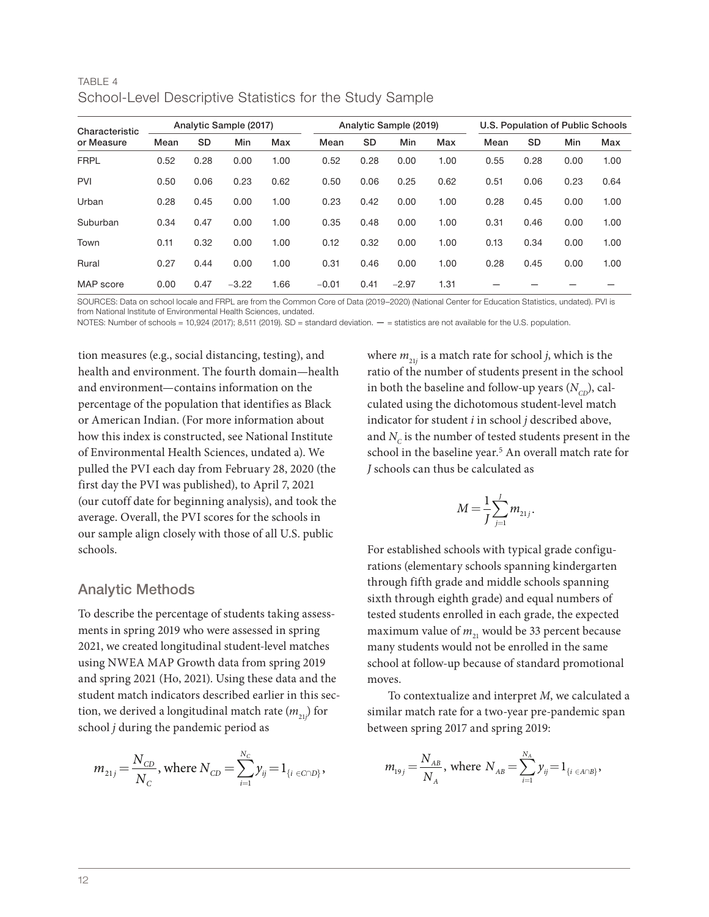TABLE 4
School-Level Descriptive Statistics for the Study Sample

| Characteristic or Measure | Analytic Sample (2017) | | | | Analytic Sample (2019) | | | | U.S. Population of Public Schools | | | |
|---|---|---|---|---|---|---|---|---|---|---|---|---|
| | Mean | SD | Min | Max | Mean | SD | Min | Max | Mean | SD | Min | Max |
| FRPL | 0.52 | 0.28 | 0.00 | 1.00 | 0.52 | 0.28 | 0.00 | 1.00 | 0.55 | 0.28 | 0.00 | 1.00 |
| PVI | 0.50 | 0.06 | 0.23 | 0.62 | 0.50 | 0.06 | 0.25 | 0.62 | 0.51 | 0.06 | 0.23 | 0.64 |
| Urban | 0.28 | 0.45 | 0.00 | 1.00 | 0.23 | 0.42 | 0.00 | 1.00 | 0.28 | 0.45 | 0.00 | 1.00 |
| Suburban | 0.34 | 0.47 | 0.00 | 1.00 | 0.35 | 0.48 | 0.00 | 1.00 | 0.31 | 0.46 | 0.00 | 1.00 |
| Town | 0.11 | 0.32 | 0.00 | 1.00 | 0.12 | 0.32 | 0.00 | 1.00 | 0.13 | 0.34 | 0.00 | 1.00 |
| Rural | 0.27 | 0.44 | 0.00 | 1.00 | 0.31 | 0.46 | 0.00 | 1.00 | 0.28 | 0.45 | 0.00 | 1.00 |
| MAP score | 0.00 | 0.47 | −3.22 | 1.66 | −0.01 | 0.41 | −2.97 | 1.31 | — | — | — | — |

SOURCES: Data on school locale and FRPL are from the Common Core of Data (2019–2020) (National Center for Education Statistics, undated). PVI is from National Institute of Environmental Health Sciences, undated.

NOTES: Number of schools = 10,924 (2017); 8,511 (2019). SD = standard deviation. — = statistics are not available for the U.S. population.

tion measures (e.g., social distancing, testing), and health and environment. The fourth domain—health and environment—contains information on the percentage of the population that identifies as Black or American Indian. (For more information about how this index is constructed, see National Institute of Environmental Health Sciences, undated a). We pulled the PVI each day from February 28, 2020 (the first day the PVI was published), to April 7, 2021 (our cutoff date for beginning analysis), and took the average. Overall, the PVI scores for the schools in our sample align closely with those of all U.S. public schools.

## Analytic Methods

To describe the percentage of students taking assessments in spring 2019 who were assessed in spring 2021, we created longitudinal student-level matches using NWEA MAP Growth data from spring 2019 and spring 2021 (Ho, 2021). Using these data and the student match indicators described earlier in this section, we derived a longitudinal match rate ($m_{21j}$) for school $j$ during the pandemic period as

$$m_{21j} = \frac{N_{CD}}{N_C}, \text{ where } N_{CD} = \sum_{i=1}^{N_C} y_{ij} = 1_{\{i \in C \cap D\}},$$

where $m_{21j}$ is a match rate for school $j$, which is the ratio of the number of students present in the school in both the baseline and follow-up years ($N_{CD}$), calculated using the dichotomous student-level match indicator for student $i$ in school $j$ described above, and $N_C$ is the number of tested students present in the school in the baseline year.[5] An overall match rate for $J$ schools can thus be calculated as

$$M = \frac{1}{J} \sum_{j=1}^{J} m_{21j}.$$

For established schools with typical grade configurations (elementary schools spanning kindergarten through fifth grade and middle schools spanning sixth through eighth grade) and equal numbers of tested students enrolled in each grade, the expected maximum value of $m_{21}$ would be 33 percent because many students would not be enrolled in the same school at follow-up because of standard promotional moves.

To contextualize and interpret $M$, we calculated a similar match rate for a two-year pre-pandemic span between spring 2017 and spring 2019:

$$m_{19j} = \frac{N_{AB}}{N_A}, \text{ where } N_{AB} = \sum_{i=1}^{N_A} y_{ij} = 1_{\{i \in A \cap B\}},$$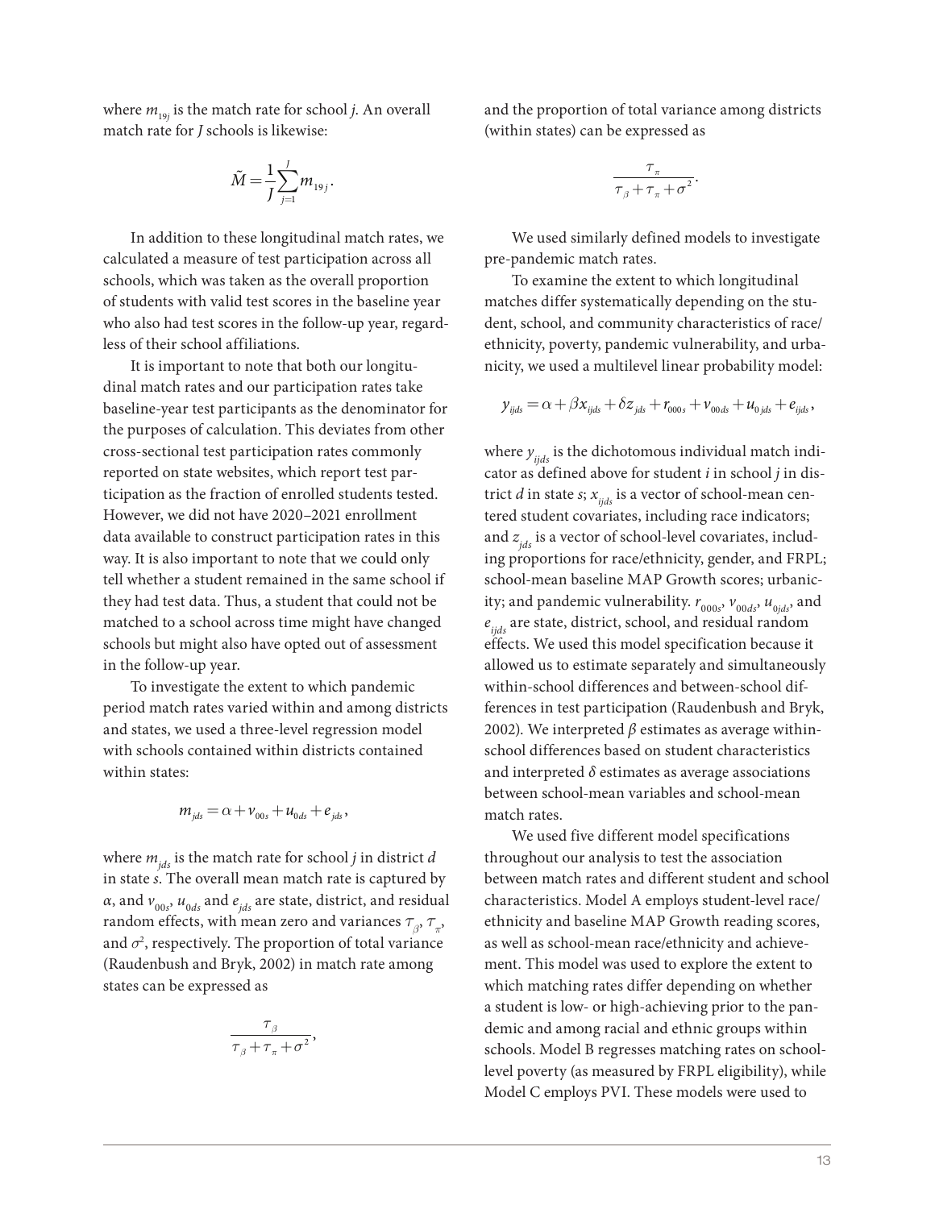where $m_{19j}$ is the match rate for school $j$. An overall match rate for $J$ schools is likewise:

$$\tilde{M} = \frac{1}{J}\sum_{j=1}^{J} m_{19j}.$$

In addition to these longitudinal match rates, we calculated a measure of test participation across all schools, which was taken as the overall proportion of students with valid test scores in the baseline year who also had test scores in the follow-up year, regardless of their school affiliations.

It is important to note that both our longitudinal match rates and our participation rates take baseline-year test participants as the denominator for the purposes of calculation. This deviates from other cross-sectional test participation rates commonly reported on state websites, which report test participation as the fraction of enrolled students tested. However, we did not have 2020–2021 enrollment data available to construct participation rates in this way. It is also important to note that we could only tell whether a student remained in the same school if they had test data. Thus, a student that could not be matched to a school across time might have changed schools but might also have opted out of assessment in the follow-up year.

To investigate the extent to which pandemic period match rates varied within and among districts and states, we used a three-level regression model with schools contained within districts contained within states:

$$m_{jds} = \alpha + v_{00s} + u_{0ds} + e_{jds},$$

where $m_{jds}$ is the match rate for school $j$ in district $d$ in state $s$. The overall mean match rate is captured by $\alpha$, and $v_{00s}$, $u_{0ds}$ and $e_{jds}$ are state, district, and residual random effects, with mean zero and variances $\tau_{\beta}$, $\tau_{\pi}$, and $\sigma^2$, respectively. The proportion of total variance (Raudenbush and Bryk, 2002) in match rate among states can be expressed as

$$\frac{\tau_{\beta}}{\tau_{\beta} + \tau_{\pi} + \sigma^2},$$

and the proportion of total variance among districts (within states) can be expressed as

$$\frac{\tau_{\pi}}{\tau_{\beta} + \tau_{\pi} + \sigma^2}.$$

We used similarly defined models to investigate pre-pandemic match rates.

To examine the extent to which longitudinal matches differ systematically depending on the student, school, and community characteristics of race/ethnicity, poverty, pandemic vulnerability, and urbanicity, we used a multilevel linear probability model:

$$y_{ijds} = \alpha + \beta x_{ijds} + \delta z_{jds} + r_{000s} + v_{00ds} + u_{0jds} + e_{ijds},$$

where $y_{ijds}$ is the dichotomous individual match indicator as defined above for student $i$ in school $j$ in district $d$ in state $s$; $x_{ijds}$ is a vector of school-mean centered student covariates, including race indicators; and $z_{jds}$ is a vector of school-level covariates, including proportions for race/ethnicity, gender, and FRPL; school-mean baseline MAP Growth scores; urbanicity; and pandemic vulnerability. $r_{000s}$, $v_{00ds}$, $u_{0jds}$, and $e_{ijds}$ are state, district, school, and residual random effects. We used this model specification because it allowed us to estimate separately and simultaneously within-school differences and between-school differences in test participation (Raudenbush and Bryk, 2002). We interpreted $\beta$ estimates as average within-school differences based on student characteristics and interpreted $\delta$ estimates as average associations between school-mean variables and school-mean match rates.

We used five different model specifications throughout our analysis to test the association between match rates and different student and school characteristics. Model A employs student-level race/ethnicity and baseline MAP Growth reading scores, as well as school-mean race/ethnicity and achievement. This model was used to explore the extent to which matching rates differ depending on whether a student is low- or high-achieving prior to the pandemic and among racial and ethnic groups within schools. Model B regresses matching rates on school-level poverty (as measured by FRPL eligibility), while Model C employs PVI. These models were used to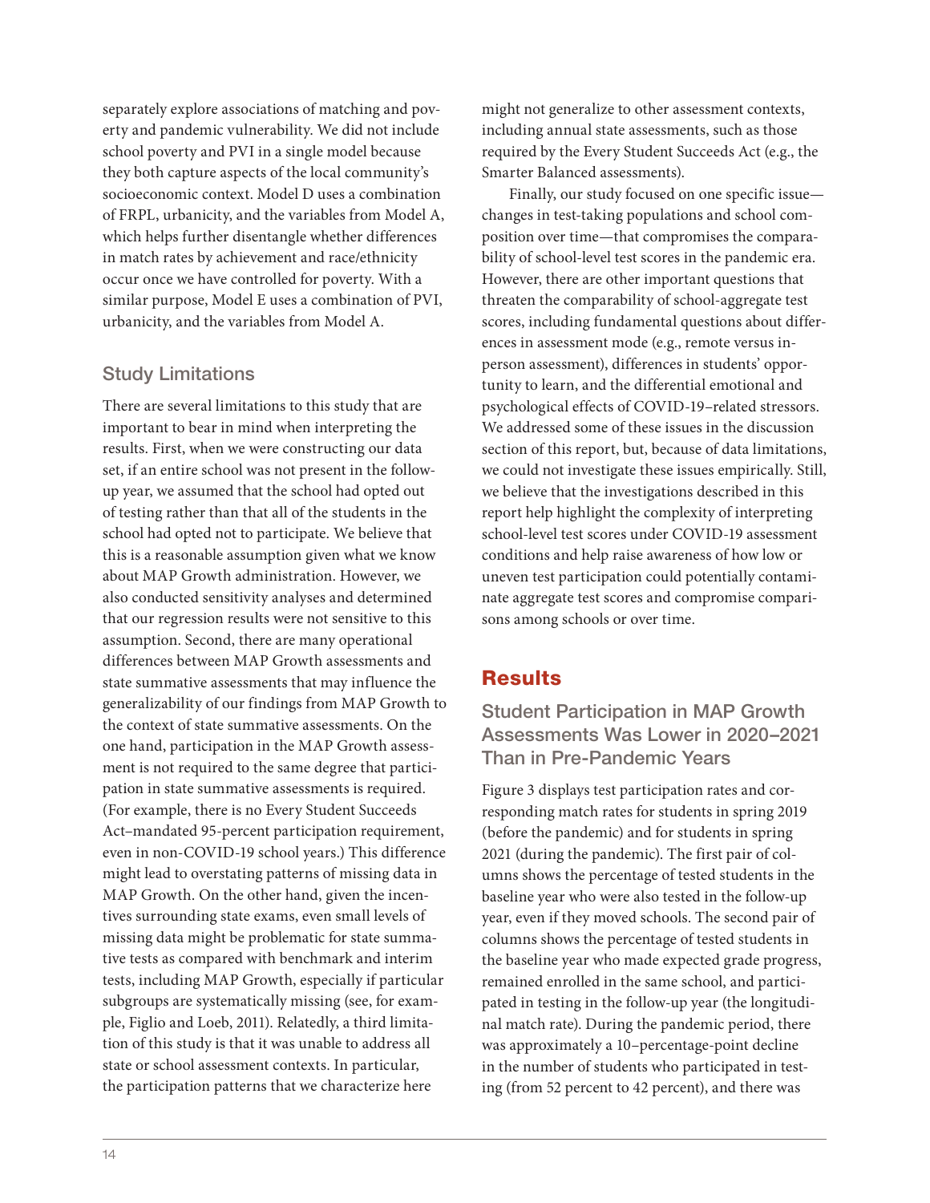separately explore associations of matching and poverty and pandemic vulnerability. We did not include school poverty and PVI in a single model because they both capture aspects of the local community's socioeconomic context. Model D uses a combination of FRPL, urbanicity, and the variables from Model A, which helps further disentangle whether differences in match rates by achievement and race/ethnicity occur once we have controlled for poverty. With a similar purpose, Model E uses a combination of PVI, urbanicity, and the variables from Model A.

### Study Limitations

There are several limitations to this study that are important to bear in mind when interpreting the results. First, when we were constructing our data set, if an entire school was not present in the follow-up year, we assumed that the school had opted out of testing rather than that all of the students in the school had opted not to participate. We believe that this is a reasonable assumption given what we know about MAP Growth administration. However, we also conducted sensitivity analyses and determined that our regression results were not sensitive to this assumption. Second, there are many operational differences between MAP Growth assessments and state summative assessments that may influence the generalizability of our findings from MAP Growth to the context of state summative assessments. On the one hand, participation in the MAP Growth assessment is not required to the same degree that participation in state summative assessments is required. (For example, there is no Every Student Succeeds Act–mandated 95-percent participation requirement, even in non-COVID-19 school years.) This difference might lead to overstating patterns of missing data in MAP Growth. On the other hand, given the incentives surrounding state exams, even small levels of missing data might be problematic for state summative tests as compared with benchmark and interim tests, including MAP Growth, especially if particular subgroups are systematically missing (see, for example, Figlio and Loeb, 2011). Relatedly, a third limitation of this study is that it was unable to address all state or school assessment contexts. In particular, the participation patterns that we characterize here might not generalize to other assessment contexts, including annual state assessments, such as those required by the Every Student Succeeds Act (e.g., the Smarter Balanced assessments).

Finally, our study focused on one specific issue—changes in test-taking populations and school composition over time—that compromises the comparability of school-level test scores in the pandemic era. However, there are other important questions that threaten the comparability of school-aggregate test scores, including fundamental questions about differences in assessment mode (e.g., remote versus in-person assessment), differences in students' opportunity to learn, and the differential emotional and psychological effects of COVID-19–related stressors. We addressed some of these issues in the discussion section of this report, but, because of data limitations, we could not investigate these issues empirically. Still, we believe that the investigations described in this report help highlight the complexity of interpreting school-level test scores under COVID-19 assessment conditions and help raise awareness of how low or uneven test participation could potentially contaminate aggregate test scores and compromise comparisons among schools or over time.

## Results

### Student Participation in MAP Growth Assessments Was Lower in 2020–2021 Than in Pre-Pandemic Years

Figure 3 displays test participation rates and corresponding match rates for students in spring 2019 (before the pandemic) and for students in spring 2021 (during the pandemic). The first pair of columns shows the percentage of tested students in the baseline year who were also tested in the follow-up year, even if they moved schools. The second pair of columns shows the percentage of tested students in the baseline year who made expected grade progress, remained enrolled in the same school, and participated in testing in the follow-up year (the longitudinal match rate). During the pandemic period, there was approximately a 10–percentage-point decline in the number of students who participated in testing (from 52 percent to 42 percent), and there was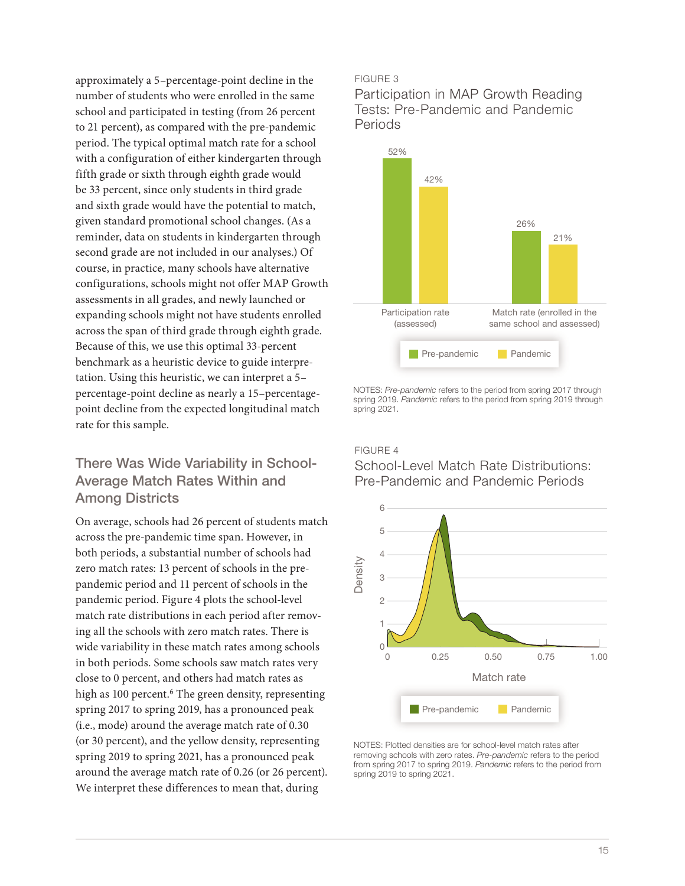approximately a 5–percentage-point decline in the number of students who were enrolled in the same school and participated in testing (from 26 percent to 21 percent), as compared with the pre-pandemic period. The typical optimal match rate for a school with a configuration of either kindergarten through fifth grade or sixth through eighth grade would be 33 percent, since only students in third grade and sixth grade would have the potential to match, given standard promotional school changes. (As a reminder, data on students in kindergarten through second grade are not included in our analyses.) Of course, in practice, many schools have alternative configurations, schools might not offer MAP Growth assessments in all grades, and newly launched or expanding schools might not have students enrolled across the span of third grade through eighth grade. Because of this, we use this optimal 33-percent benchmark as a heuristic device to guide interpretation. Using this heuristic, we can interpret a 5–percentage-point decline as nearly a 15–percentage-point decline from the expected longitudinal match rate for this sample.

## There Was Wide Variability in School-Average Match Rates Within and Among Districts

On average, schools had 26 percent of students match across the pre-pandemic time span. However, in both periods, a substantial number of schools had zero match rates: 13 percent of schools in the pre-pandemic period and 11 percent of schools in the pandemic period. Figure 4 plots the school-level match rate distributions in each period after removing all the schools with zero match rates. There is wide variability in these match rates among schools in both periods. Some schools saw match rates very close to 0 percent, and others had match rates as high as 100 percent.[6] The green density, representing spring 2017 to spring 2019, has a pronounced peak (i.e., mode) around the average match rate of 0.30 (or 30 percent), and the yellow density, representing spring 2019 to spring 2021, has a pronounced peak around the average match rate of 0.26 (or 26 percent). We interpret these differences to mean that, during

FIGURE 3

Participation in MAP Growth Reading Tests: Pre-Pandemic and Pandemic Periods

| | Pre-pandemic | Pandemic |
|---|---|---|
| Participation rate (assessed) | 52% | 42% |
| Match rate (enrolled in the same school and assessed) | 26% | 21% |

NOTES: *Pre-pandemic* refers to the period from spring 2017 through spring 2019. *Pandemic* refers to the period from spring 2019 through spring 2021.

FIGURE 4

School-Level Match Rate Distributions: Pre-Pandemic and Pandemic Periods

NOTES: Plotted densities are for school-level match rates after removing schools with zero rates. *Pre-pandemic* refers to the period from spring 2017 to spring 2019. *Pandemic* refers to the period from spring 2019 to spring 2021.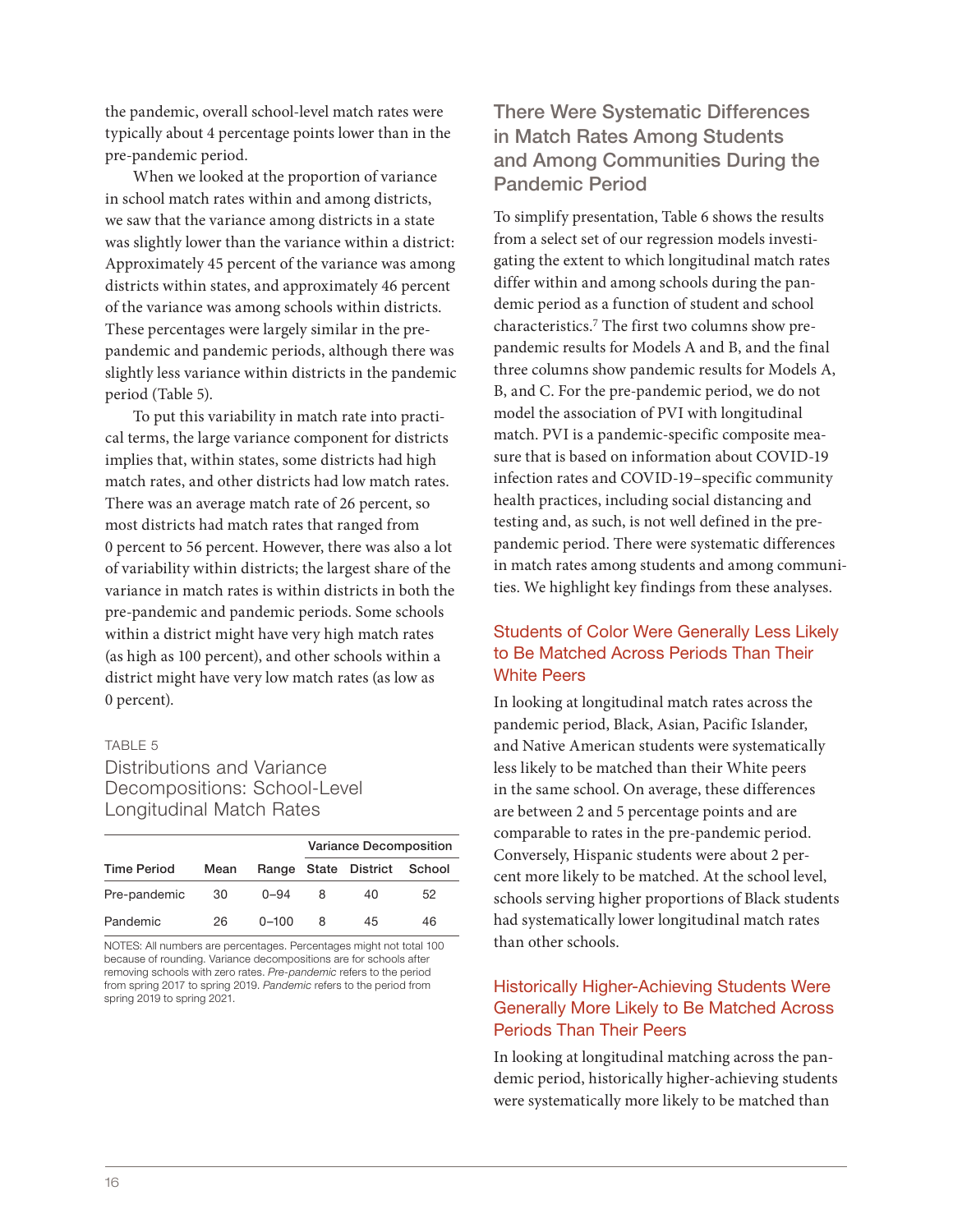the pandemic, overall school-level match rates were typically about 4 percentage points lower than in the pre-pandemic period.

When we looked at the proportion of variance in school match rates within and among districts, we saw that the variance among districts in a state was slightly lower than the variance within a district: Approximately 45 percent of the variance was among districts within states, and approximately 46 percent of the variance was among schools within districts. These percentages were largely similar in the pre-pandemic and pandemic periods, although there was slightly less variance within districts in the pandemic period (Table 5).

To put this variability in match rate into practical terms, the large variance component for districts implies that, within states, some districts had high match rates, and other districts had low match rates. There was an average match rate of 26 percent, so most districts had match rates that ranged from 0 percent to 56 percent. However, there was also a lot of variability within districts; the largest share of the variance in match rates is within districts in both the pre-pandemic and pandemic periods. Some schools within a district might have very high match rates (as high as 100 percent), and other schools within a district might have very low match rates (as low as 0 percent).

TABLE 5

Distributions and Variance Decompositions: School-Level Longitudinal Match Rates

| | | | Variance Decomposition | | |
|---|---|---|---|---|---|
| Time Period | Mean | Range | State | District | School |
| Pre-pandemic | 30 | 0–94 | 8 | 40 | 52 |
| Pandemic | 26 | 0–100 | 8 | 45 | 46 |

NOTES: All numbers are percentages. Percentages might not total 100 because of rounding. Variance decompositions are for schools after removing schools with zero rates. *Pre-pandemic* refers to the period from spring 2017 to spring 2019. *Pandemic* refers to the period from spring 2019 to spring 2021.

## There Were Systematic Differences in Match Rates Among Students and Among Communities During the Pandemic Period

To simplify presentation, Table 6 shows the results from a select set of our regression models investigating the extent to which longitudinal match rates differ within and among schools during the pandemic period as a function of student and school characteristics.[7] The first two columns show pre-pandemic results for Models A and B, and the final three columns show pandemic results for Models A, B, and C. For the pre-pandemic period, we do not model the association of PVI with longitudinal match. PVI is a pandemic-specific composite measure that is based on information about COVID-19 infection rates and COVID-19–specific community health practices, including social distancing and testing and, as such, is not well defined in the pre-pandemic period. There were systematic differences in match rates among students and among communities. We highlight key findings from these analyses.

### Students of Color Were Generally Less Likely to Be Matched Across Periods Than Their White Peers

In looking at longitudinal match rates across the pandemic period, Black, Asian, Pacific Islander, and Native American students were systematically less likely to be matched than their White peers in the same school. On average, these differences are between 2 and 5 percentage points and are comparable to rates in the pre-pandemic period. Conversely, Hispanic students were about 2 percent more likely to be matched. At the school level, schools serving higher proportions of Black students had systematically lower longitudinal match rates than other schools.

### Historically Higher-Achieving Students Were Generally More Likely to Be Matched Across Periods Than Their Peers

In looking at longitudinal matching across the pandemic period, historically higher-achieving students were systematically more likely to be matched than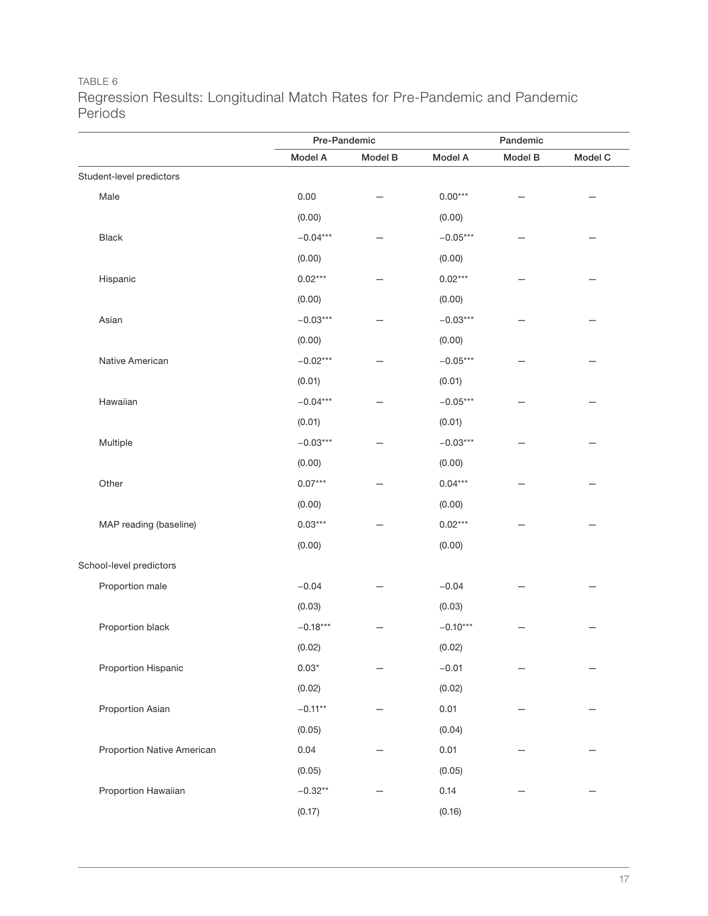TABLE 6

Regression Results: Longitudinal Match Rates for Pre-Pandemic and Pandemic Periods

| | Pre-Pandemic | | Pandemic | | |
|---|---|---|---|---|---|
| | Model A | Model B | Model A | Model B | Model C |
| Student-level predictors | | | | | |
| Male | 0.00 | — | 0.00*** | — | — |
| | (0.00) | | (0.00) | | |
| Black | −0.04*** | — | −0.05*** | — | — |
| | (0.00) | | (0.00) | | |
| Hispanic | 0.02*** | — | 0.02*** | — | — |
| | (0.00) | | (0.00) | | |
| Asian | −0.03*** | — | −0.03*** | — | — |
| | (0.00) | | (0.00) | | |
| Native American | −0.02*** | — | −0.05*** | — | — |
| | (0.01) | | (0.01) | | |
| Hawaiian | −0.04*** | — | −0.05*** | — | — |
| | (0.01) | | (0.01) | | |
| Multiple | −0.03*** | — | −0.03*** | — | — |
| | (0.00) | | (0.00) | | |
| Other | 0.07*** | — | 0.04*** | — | — |
| | (0.00) | | (0.00) | | |
| MAP reading (baseline) | 0.03*** | — | 0.02*** | — | — |
| | (0.00) | | (0.00) | | |
| School-level predictors | | | | | |
| Proportion male | −0.04 | — | −0.04 | — | — |
| | (0.03) | | (0.03) | | |
| Proportion black | −0.18*** | — | −0.10*** | — | — |
| | (0.02) | | (0.02) | | |
| Proportion Hispanic | 0.03* | — | −0.01 | — | — |
| | (0.02) | | (0.02) | | |
| Proportion Asian | −0.11** | — | 0.01 | — | — |
| | (0.05) | | (0.04) | | |
| Proportion Native American | 0.04 | — | 0.01 | — | — |
| | (0.05) | | (0.05) | | |
| Proportion Hawaiian | −0.32** | — | 0.14 | — | — |
| | (0.17) | | (0.16) | | |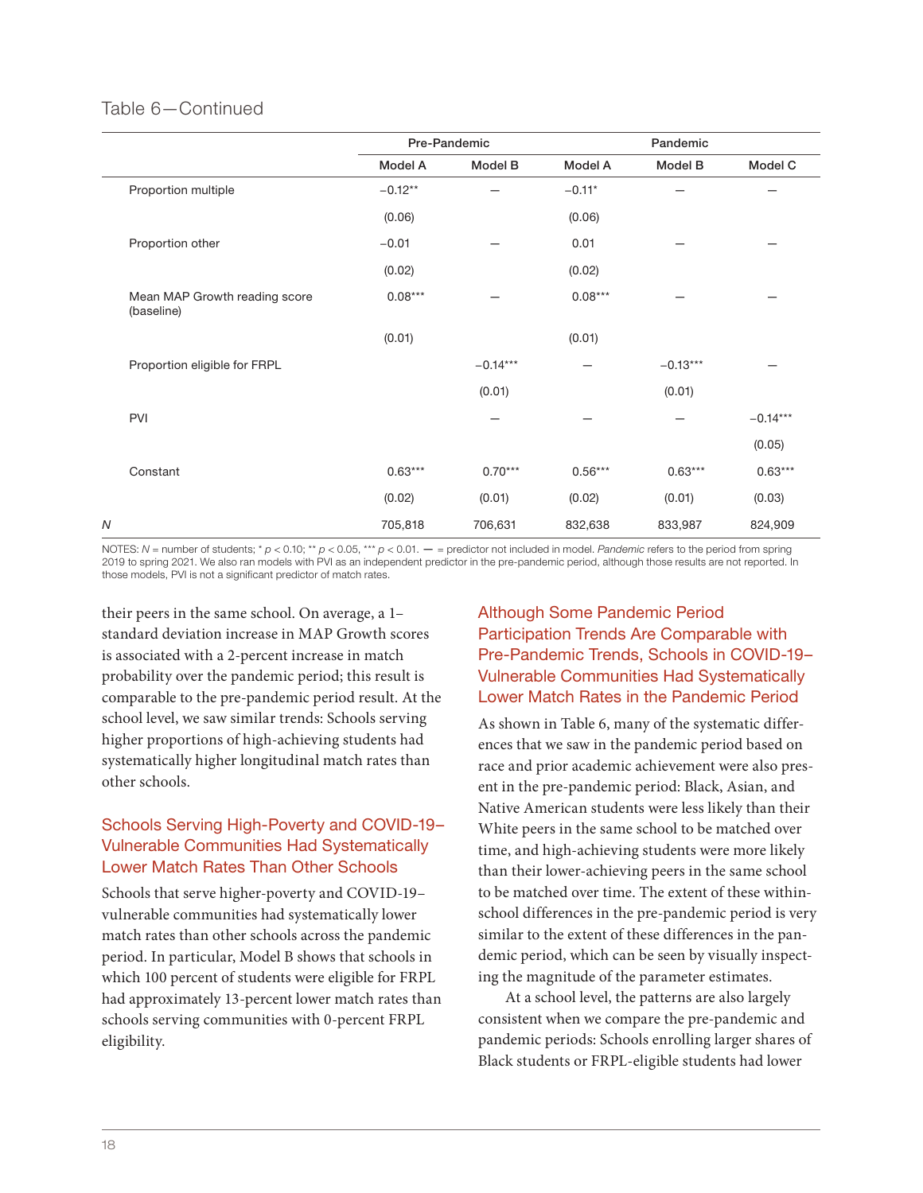Table 6—Continued

| | Pre-Pandemic | | Pandemic | | |
|---|---|---|---|---|---|
| | Model A | Model B | Model A | Model B | Model C |
| Proportion multiple | −0.12** | — | −0.11* | — | — |
| | (0.06) | | (0.06) | | |
| Proportion other | −0.01 | — | 0.01 | — | — |
| | (0.02) | | (0.02) | | |
| Mean MAP Growth reading score (baseline) | 0.08*** | — | 0.08*** | — | — |
| | (0.01) | | (0.01) | | |
| Proportion eligible for FRPL | | −0.14*** | — | −0.13*** | — |
| | | (0.01) | | (0.01) | |
| PVI | | — | — | — | −0.14*** |
| | | | | | (0.05) |
| Constant | 0.63*** | 0.70*** | 0.56*** | 0.63*** | 0.63*** |
| | (0.02) | (0.01) | (0.02) | (0.01) | (0.03) |
| *N* | 705,818 | 706,631 | 832,638 | 833,987 | 824,909 |

NOTES: *N* = number of students; * $p < 0.10$; ** $p < 0.05$, *** $p < 0.01$. — = predictor not included in model. *Pandemic* refers to the period from spring 2019 to spring 2021. We also ran models with PVI as an independent predictor in the pre-pandemic period, although those results are not reported. In those models, PVI is not a significant predictor of match rates.

their peers in the same school. On average, a 1–standard deviation increase in MAP Growth scores is associated with a 2-percent increase in match probability over the pandemic period; this result is comparable to the pre-pandemic period result. At the school level, we saw similar trends: Schools serving higher proportions of high-achieving students had systematically higher longitudinal match rates than other schools.

### Schools Serving High-Poverty and COVID-19–Vulnerable Communities Had Systematically Lower Match Rates Than Other Schools

Schools that serve higher-poverty and COVID-19–vulnerable communities had systematically lower match rates than other schools across the pandemic period. In particular, Model B shows that schools in which 100 percent of students were eligible for FRPL had approximately 13-percent lower match rates than schools serving communities with 0-percent FRPL eligibility.

### Although Some Pandemic Period Participation Trends Are Comparable with Pre-Pandemic Trends, Schools in COVID-19–Vulnerable Communities Had Systematically Lower Match Rates in the Pandemic Period

As shown in Table 6, many of the systematic differences that we saw in the pandemic period based on race and prior academic achievement were also present in the pre-pandemic period: Black, Asian, and Native American students were less likely than their White peers in the same school to be matched over time, and high-achieving students were more likely than their lower-achieving peers in the same school to be matched over time. The extent of these within-school differences in the pre-pandemic period is very similar to the extent of these differences in the pandemic period, which can be seen by visually inspecting the magnitude of the parameter estimates.

At a school level, the patterns are also largely consistent when we compare the pre-pandemic and pandemic periods: Schools enrolling larger shares of Black students or FRPL-eligible students had lower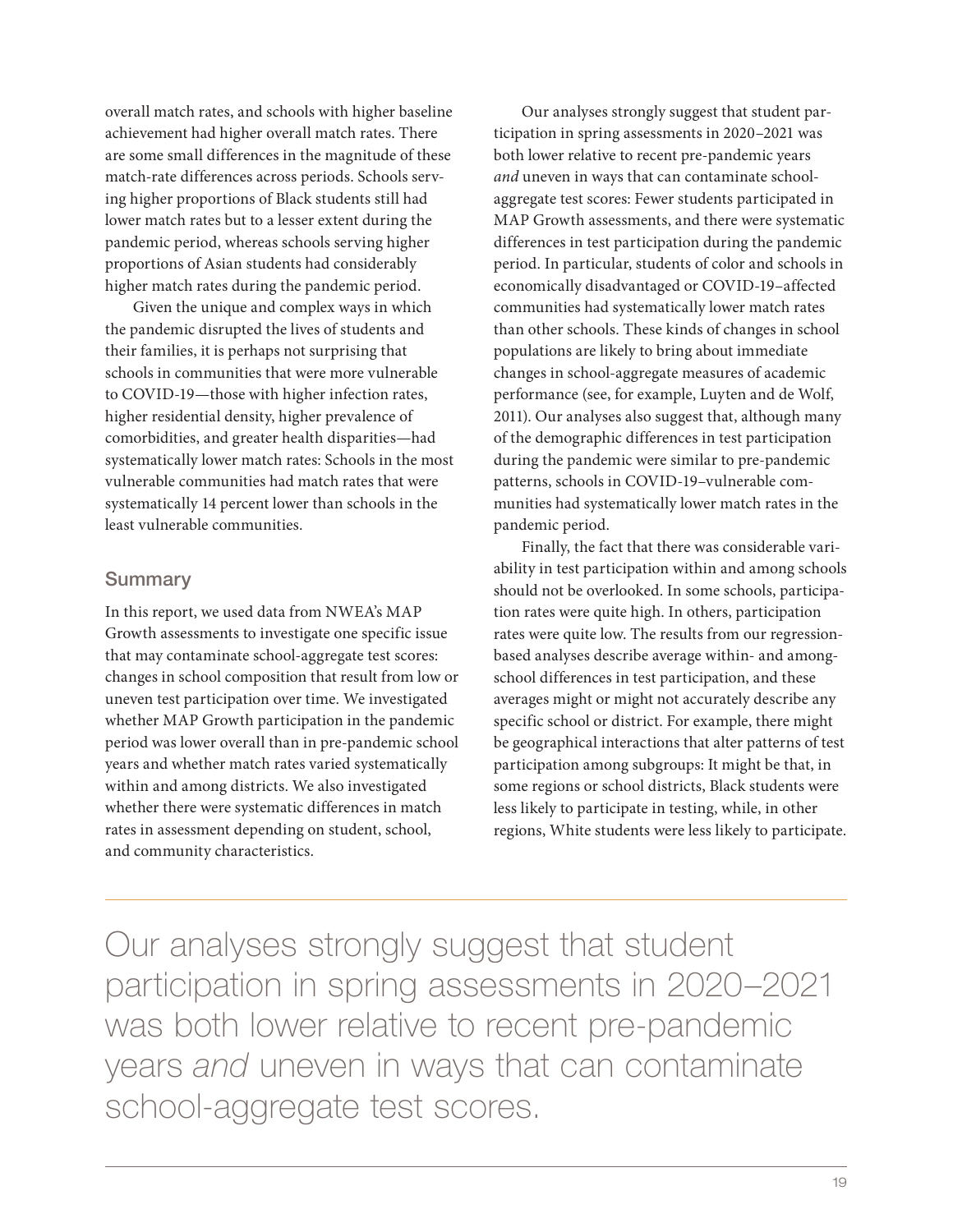overall match rates, and schools with higher baseline achievement had higher overall match rates. There are some small differences in the magnitude of these match-rate differences across periods. Schools serving higher proportions of Black students still had lower match rates but to a lesser extent during the pandemic period, whereas schools serving higher proportions of Asian students had considerably higher match rates during the pandemic period.

Given the unique and complex ways in which the pandemic disrupted the lives of students and their families, it is perhaps not surprising that schools in communities that were more vulnerable to COVID-19—those with higher infection rates, higher residential density, higher prevalence of comorbidities, and greater health disparities—had systematically lower match rates: Schools in the most vulnerable communities had match rates that were systematically 14 percent lower than schools in the least vulnerable communities.

## Summary

In this report, we used data from NWEA's MAP Growth assessments to investigate one specific issue that may contaminate school-aggregate test scores: changes in school composition that result from low or uneven test participation over time. We investigated whether MAP Growth participation in the pandemic period was lower overall than in pre-pandemic school years and whether match rates varied systematically within and among districts. We also investigated whether there were systematic differences in match rates in assessment depending on student, school, and community characteristics.

Our analyses strongly suggest that student participation in spring assessments in 2020–2021 was both lower relative to recent pre-pandemic years *and* uneven in ways that can contaminate school-aggregate test scores: Fewer students participated in MAP Growth assessments, and there were systematic differences in test participation during the pandemic period. In particular, students of color and schools in economically disadvantaged or COVID-19–affected communities had systematically lower match rates than other schools. These kinds of changes in school populations are likely to bring about immediate changes in school-aggregate measures of academic performance (see, for example, Luyten and de Wolf, 2011). Our analyses also suggest that, although many of the demographic differences in test participation during the pandemic were similar to pre-pandemic patterns, schools in COVID-19–vulnerable communities had systematically lower match rates in the pandemic period.

Finally, the fact that there was considerable variability in test participation within and among schools should not be overlooked. In some schools, participation rates were quite high. In others, participation rates were quite low. The results from our regression-based analyses describe average within- and among-school differences in test participation, and these averages might or might not accurately describe any specific school or district. For example, there might be geographical interactions that alter patterns of test participation among subgroups: It might be that, in some regions or school districts, Black students were less likely to participate in testing, while, in other regions, White students were less likely to participate.

> Our analyses strongly suggest that student participation in spring assessments in 2020–2021 was both lower relative to recent pre-pandemic years *and* uneven in ways that can contaminate school-aggregate test scores.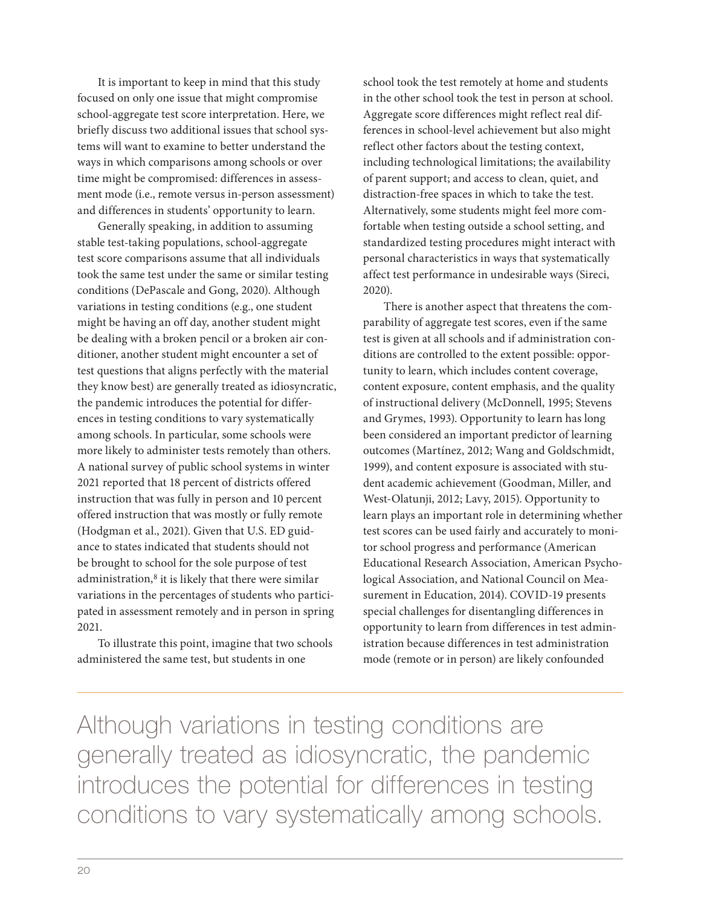It is important to keep in mind that this study focused on only one issue that might compromise school-aggregate test score interpretation. Here, we briefly discuss two additional issues that school systems will want to examine to better understand the ways in which comparisons among schools or over time might be compromised: differences in assessment mode (i.e., remote versus in-person assessment) and differences in students' opportunity to learn.

Generally speaking, in addition to assuming stable test-taking populations, school-aggregate test score comparisons assume that all individuals took the same test under the same or similar testing conditions (DePascale and Gong, 2020). Although variations in testing conditions (e.g., one student might be having an off day, another student might be dealing with a broken pencil or a broken air conditioner, another student might encounter a set of test questions that aligns perfectly with the material they know best) are generally treated as idiosyncratic, the pandemic introduces the potential for differences in testing conditions to vary systematically among schools. In particular, some schools were more likely to administer tests remotely than others. A national survey of public school systems in winter 2021 reported that 18 percent of districts offered instruction that was fully in person and 10 percent offered instruction that was mostly or fully remote (Hodgman et al., 2021). Given that U.S. ED guidance to states indicated that students should not be brought to school for the sole purpose of test administration,[8] it is likely that there were similar variations in the percentages of students who participated in assessment remotely and in person in spring 2021.

To illustrate this point, imagine that two schools administered the same test, but students in one school took the test remotely at home and students in the other school took the test in person at school. Aggregate score differences might reflect real differences in school-level achievement but also might reflect other factors about the testing context, including technological limitations; the availability of parent support; and access to clean, quiet, and distraction-free spaces in which to take the test. Alternatively, some students might feel more comfortable when testing outside a school setting, and standardized testing procedures might interact with personal characteristics in ways that systematically affect test performance in undesirable ways (Sireci, 2020).

There is another aspect that threatens the comparability of aggregate test scores, even if the same test is given at all schools and if administration conditions are controlled to the extent possible: opportunity to learn, which includes content coverage, content exposure, content emphasis, and the quality of instructional delivery (McDonnell, 1995; Stevens and Grymes, 1993). Opportunity to learn has long been considered an important predictor of learning outcomes (Martínez, 2012; Wang and Goldschmidt, 1999), and content exposure is associated with student academic achievement (Goodman, Miller, and West-Olatunji, 2012; Lavy, 2015). Opportunity to learn plays an important role in determining whether test scores can be used fairly and accurately to monitor school progress and performance (American Educational Research Association, American Psychological Association, and National Council on Measurement in Education, 2014). COVID-19 presents special challenges for disentangling differences in opportunity to learn from differences in test administration because differences in test administration mode (remote or in person) are likely confounded

> Although variations in testing conditions are generally treated as idiosyncratic, the pandemic introduces the potential for differences in testing conditions to vary systematically among schools.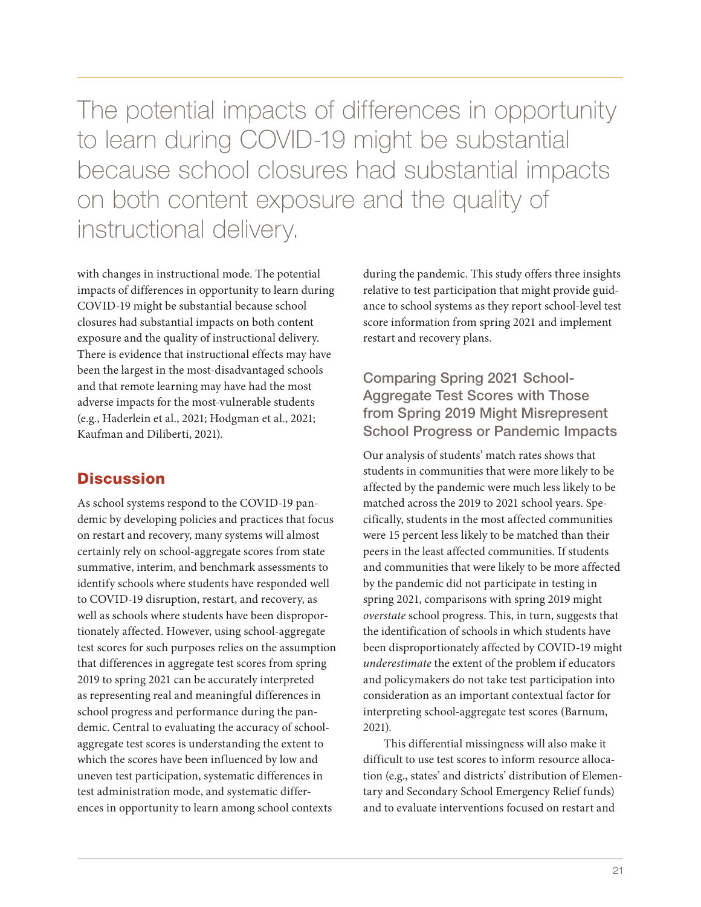> The potential impacts of differences in opportunity to learn during COVID-19 might be substantial because school closures had substantial impacts on both content exposure and the quality of instructional delivery.

with changes in instructional mode. The potential impacts of differences in opportunity to learn during COVID-19 might be substantial because school closures had substantial impacts on both content exposure and the quality of instructional delivery. There is evidence that instructional effects may have been the largest in the most-disadvantaged schools and that remote learning may have had the most adverse impacts for the most-vulnerable students (e.g., Haderlein et al., 2021; Hodgman et al., 2021; Kaufman and Diliberti, 2021).

## Discussion

As school systems respond to the COVID-19 pandemic by developing policies and practices that focus on restart and recovery, many systems will almost certainly rely on school-aggregate scores from state summative, interim, and benchmark assessments to identify schools where students have responded well to COVID-19 disruption, restart, and recovery, as well as schools where students have been disproportionately affected. However, using school-aggregate test scores for such purposes relies on the assumption that differences in aggregate test scores from spring 2019 to spring 2021 can be accurately interpreted as representing real and meaningful differences in school progress and performance during the pandemic. Central to evaluating the accuracy of school-aggregate test scores is understanding the extent to which the scores have been influenced by low and uneven test participation, systematic differences in test administration mode, and systematic differences in opportunity to learn among school contexts during the pandemic. This study offers three insights relative to test participation that might provide guidance to school systems as they report school-level test score information from spring 2021 and implement restart and recovery plans.

### Comparing Spring 2021 School-Aggregate Test Scores with Those from Spring 2019 Might Misrepresent School Progress or Pandemic Impacts

Our analysis of students' match rates shows that students in communities that were more likely to be affected by the pandemic were much less likely to be matched across the 2019 to 2021 school years. Specifically, students in the most affected communities were 15 percent less likely to be matched than their peers in the least affected communities. If students and communities that were likely to be more affected by the pandemic did not participate in testing in spring 2021, comparisons with spring 2019 might *overstate* school progress. This, in turn, suggests that the identification of schools in which students have been disproportionately affected by COVID-19 might *underestimate* the extent of the problem if educators and policymakers do not take test participation into consideration as an important contextual factor for interpreting school-aggregate test scores (Barnum, 2021).

This differential missingness will also make it difficult to use test scores to inform resource allocation (e.g., states' and districts' distribution of Elementary and Secondary School Emergency Relief funds) and to evaluate interventions focused on restart and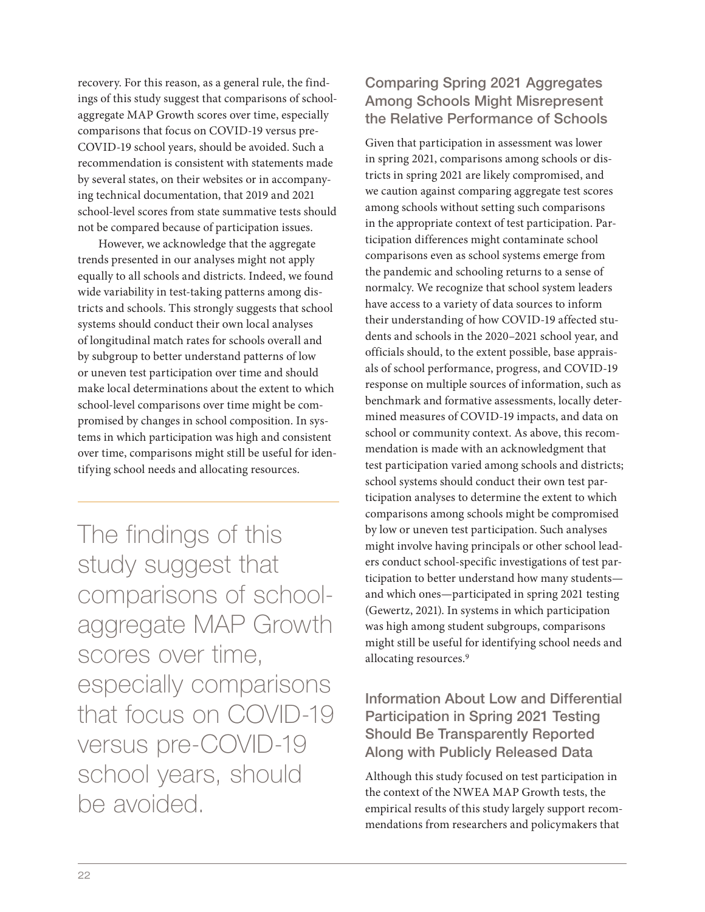recovery. For this reason, as a general rule, the findings of this study suggest that comparisons of school-aggregate MAP Growth scores over time, especially comparisons that focus on COVID-19 versus pre-COVID-19 school years, should be avoided. Such a recommendation is consistent with statements made by several states, on their websites or in accompanying technical documentation, that 2019 and 2021 school-level scores from state summative tests should not be compared because of participation issues.

However, we acknowledge that the aggregate trends presented in our analyses might not apply equally to all schools and districts. Indeed, we found wide variability in test-taking patterns among districts and schools. This strongly suggests that school systems should conduct their own local analyses of longitudinal match rates for schools overall and by subgroup to better understand patterns of low or uneven test participation over time and should make local determinations about the extent to which school-level comparisons over time might be compromised by changes in school composition. In systems in which participation was high and consistent over time, comparisons might still be useful for identifying school needs and allocating resources.

> The findings of this study suggest that comparisons of school-aggregate MAP Growth scores over time, especially comparisons that focus on COVID-19 versus pre-COVID-19 school years, should be avoided.

### Comparing Spring 2021 Aggregates Among Schools Might Misrepresent the Relative Performance of Schools

Given that participation in assessment was lower in spring 2021, comparisons among schools or districts in spring 2021 are likely compromised, and we caution against comparing aggregate test scores among schools without setting such comparisons in the appropriate context of test participation. Participation differences might contaminate school comparisons even as school systems emerge from the pandemic and schooling returns to a sense of normalcy. We recognize that school system leaders have access to a variety of data sources to inform their understanding of how COVID-19 affected students and schools in the 2020–2021 school year, and officials should, to the extent possible, base appraisals of school performance, progress, and COVID-19 response on multiple sources of information, such as benchmark and formative assessments, locally determined measures of COVID-19 impacts, and data on school or community context. As above, this recommendation is made with an acknowledgment that test participation varied among schools and districts; school systems should conduct their own test participation analyses to determine the extent to which comparisons among schools might be compromised by low or uneven test participation. Such analyses might involve having principals or other school leaders conduct school-specific investigations of test participation to better understand how many students—and which ones—participated in spring 2021 testing (Gewertz, 2021). In systems in which participation was high among student subgroups, comparisons might still be useful for identifying school needs and allocating resources.[9]

### Information About Low and Differential Participation in Spring 2021 Testing Should Be Transparently Reported Along with Publicly Released Data

Although this study focused on test participation in the context of the NWEA MAP Growth tests, the empirical results of this study largely support recommendations from researchers and policymakers that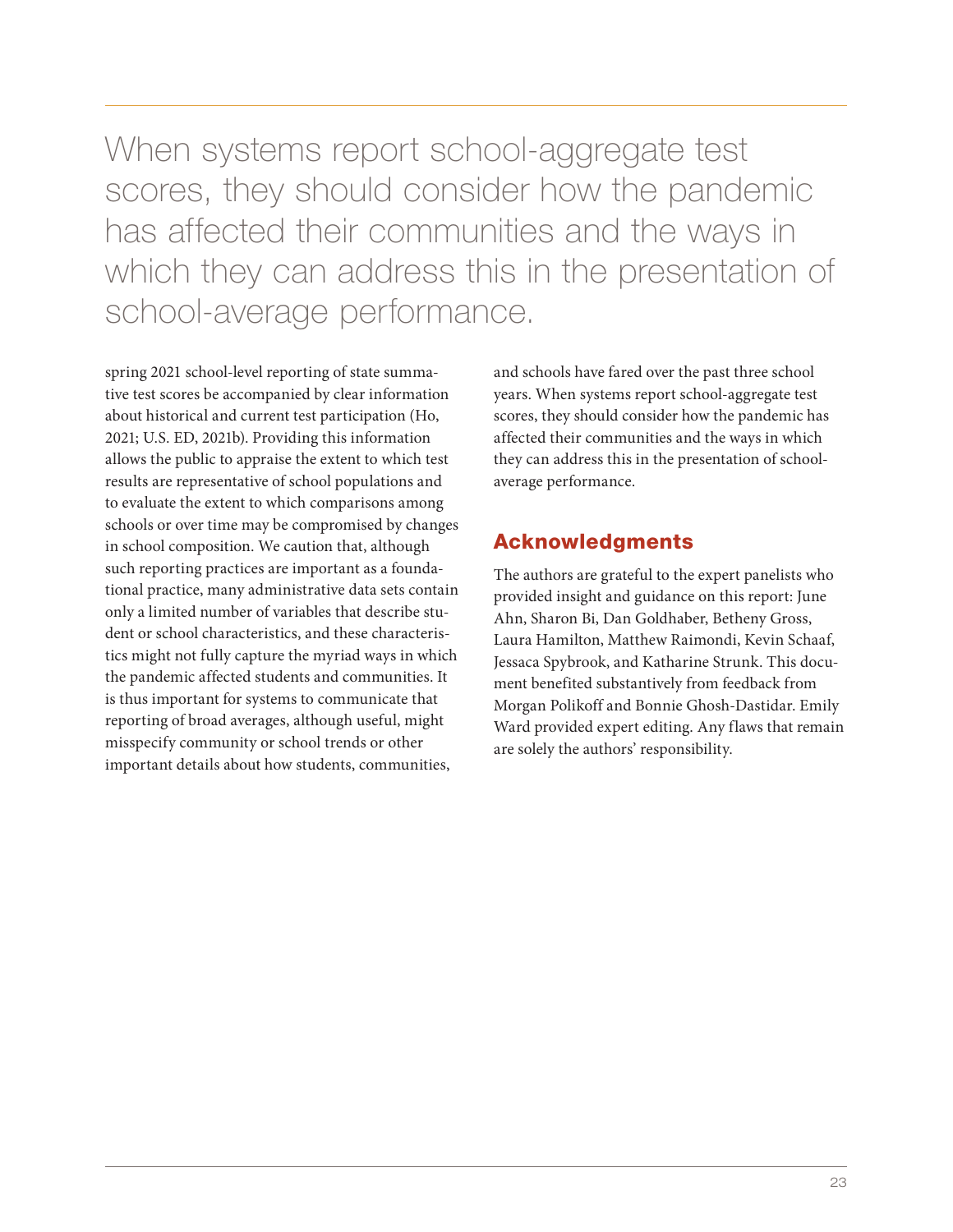When systems report school-aggregate test scores, they should consider how the pandemic has affected their communities and the ways in which they can address this in the presentation of school-average performance.

spring 2021 school-level reporting of state summative test scores be accompanied by clear information about historical and current test participation (Ho, 2021; U.S. ED, 2021b). Providing this information allows the public to appraise the extent to which test results are representative of school populations and to evaluate the extent to which comparisons among schools or over time may be compromised by changes in school composition. We caution that, although such reporting practices are important as a foundational practice, many administrative data sets contain only a limited number of variables that describe student or school characteristics, and these characteristics might not fully capture the myriad ways in which the pandemic affected students and communities. It is thus important for systems to communicate that reporting of broad averages, although useful, might misspecify community or school trends or other important details about how students, communities, and schools have fared over the past three school years. When systems report school-aggregate test scores, they should consider how the pandemic has affected their communities and the ways in which they can address this in the presentation of school-average performance.

## Acknowledgments

The authors are grateful to the expert panelists who provided insight and guidance on this report: June Ahn, Sharon Bi, Dan Goldhaber, Betheny Gross, Laura Hamilton, Matthew Raimondi, Kevin Schaaf, Jessaca Spybrook, and Katharine Strunk. This document benefited substantively from feedback from Morgan Polikoff and Bonnie Ghosh-Dastidar. Emily Ward provided expert editing. Any flaws that remain are solely the authors' responsibility.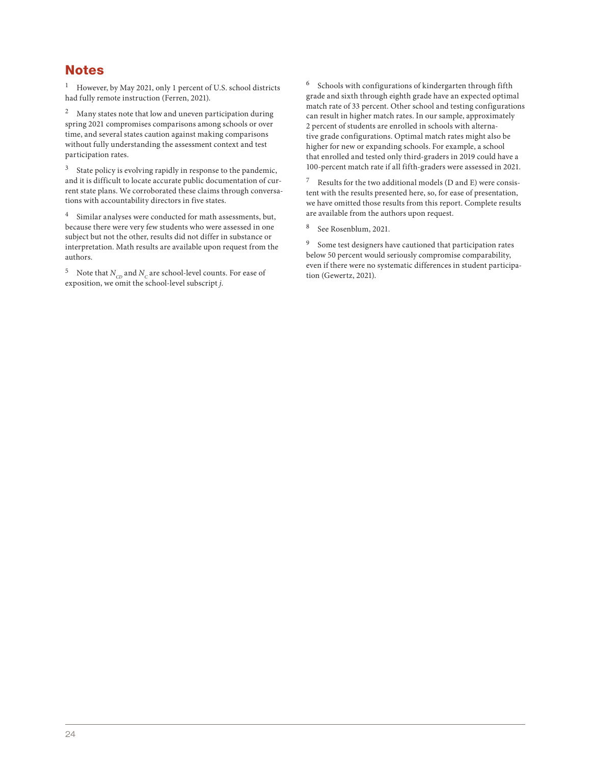## Notes

[1] However, by May 2021, only 1 percent of U.S. school districts had fully remote instruction (Ferren, 2021).

[2] Many states note that low and uneven participation during spring 2021 compromises comparisons among schools or over time, and several states caution against making comparisons without fully understanding the assessment context and test participation rates.

[3] State policy is evolving rapidly in response to the pandemic, and it is difficult to locate accurate public documentation of current state plans. We corroborated these claims through conversations with accountability directors in five states.

[4] Similar analyses were conducted for math assessments, but, because there were very few students who were assessed in one subject but not the other, results did not differ in substance or interpretation. Math results are available upon request from the authors.

[5] Note that $N_{CD}$ and $N_C$ are school-level counts. For ease of exposition, we omit the school-level subscript *j*.

[6] Schools with configurations of kindergarten through fifth grade and sixth through eighth grade have an expected optimal match rate of 33 percent. Other school and testing configurations can result in higher match rates. In our sample, approximately 2 percent of students are enrolled in schools with alternative grade configurations. Optimal match rates might also be higher for new or expanding schools. For example, a school that enrolled and tested only third-graders in 2019 could have a 100-percent match rate if all fifth-graders were assessed in 2021.

[7] Results for the two additional models (D and E) were consistent with the results presented here, so, for ease of presentation, we have omitted those results from this report. Complete results are available from the authors upon request.

[8] See Rosenblum, 2021.

[9] Some test designers have cautioned that participation rates below 50 percent would seriously compromise comparability, even if there were no systematic differences in student participation (Gewertz, 2021).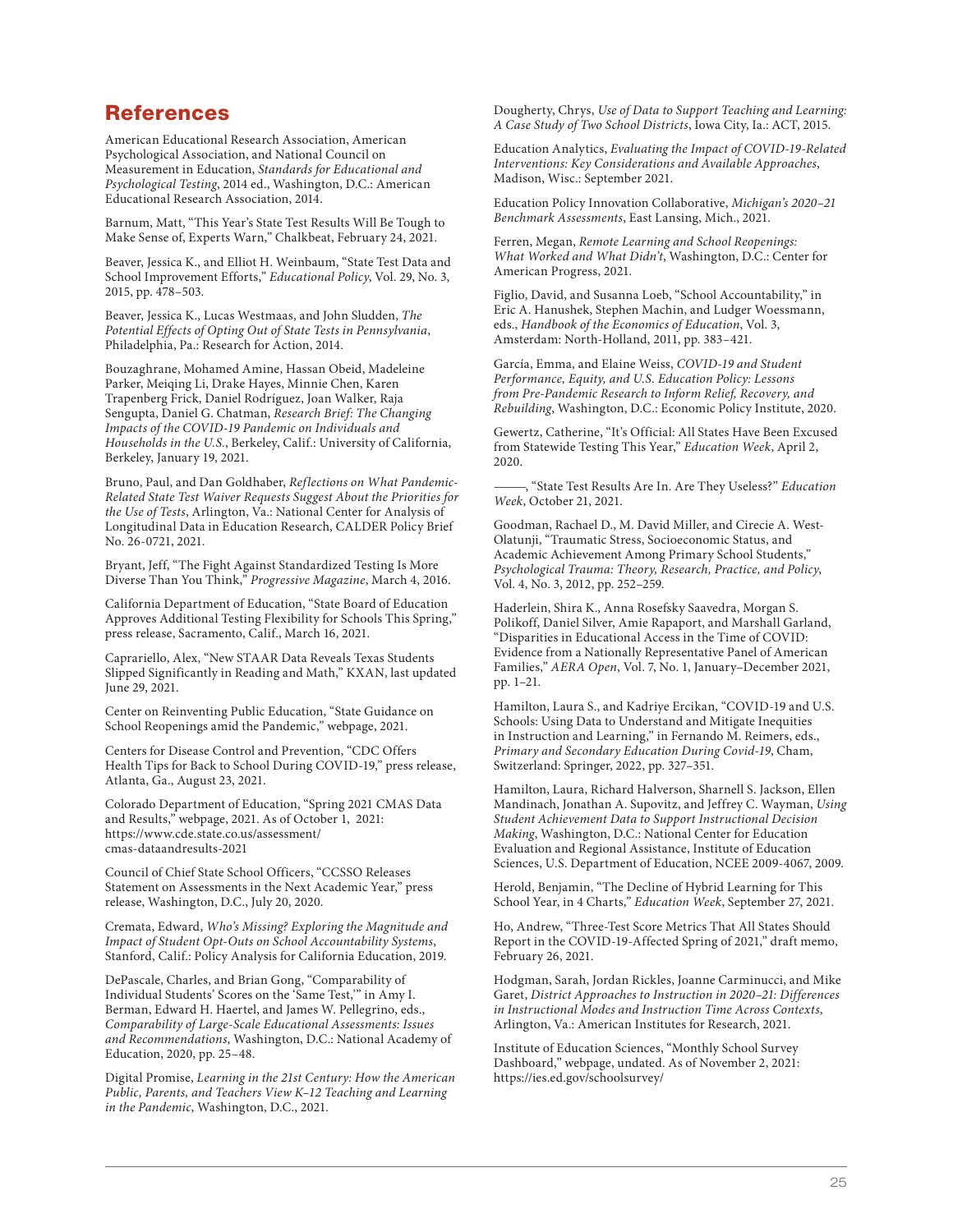## References

American Educational Research Association, American Psychological Association, and National Council on Measurement in Education, *Standards for Educational and Psychological Testing*, 2014 ed., Washington, D.C.: American Educational Research Association, 2014.

Barnum, Matt, "This Year's State Test Results Will Be Tough to Make Sense of, Experts Warn," Chalkbeat, February 24, 2021.

Beaver, Jessica K., and Elliot H. Weinbaum, "State Test Data and School Improvement Efforts," *Educational Policy*, Vol. 29, No. 3, 2015, pp. 478–503.

Beaver, Jessica K., Lucas Westmaas, and John Sludden, *The Potential Effects of Opting Out of State Tests in Pennsylvania*, Philadelphia, Pa.: Research for Action, 2014.

Bouzaghrane, Mohamed Amine, Hassan Obeid, Madeleine Parker, Meiqing Li, Drake Hayes, Minnie Chen, Karen Trapenberg Frick, Daniel Rodríguez, Joan Walker, Raja Sengupta, Daniel G. Chatman, *Research Brief: The Changing Impacts of the COVID-19 Pandemic on Individuals and Households in the U.S.*, Berkeley, Calif.: University of California, Berkeley, January 19, 2021.

Bruno, Paul, and Dan Goldhaber, *Reflections on What Pandemic-Related State Test Waiver Requests Suggest About the Priorities for the Use of Tests*, Arlington, Va.: National Center for Analysis of Longitudinal Data in Education Research, CALDER Policy Brief No. 26-0721, 2021.

Bryant, Jeff, "The Fight Against Standardized Testing Is More Diverse Than You Think," *Progressive Magazine*, March 4, 2016.

California Department of Education, "State Board of Education Approves Additional Testing Flexibility for Schools This Spring," press release, Sacramento, Calif., March 16, 2021.

Caprariello, Alex, "New STAAR Data Reveals Texas Students Slipped Significantly in Reading and Math," KXAN, last updated June 29, 2021.

Center on Reinventing Public Education, "State Guidance on School Reopenings amid the Pandemic," webpage, 2021.

Centers for Disease Control and Prevention, "CDC Offers Health Tips for Back to School During COVID-19," press release, Atlanta, Ga., August 23, 2021.

Colorado Department of Education, "Spring 2021 CMAS Data and Results," webpage, 2021. As of October 1, 2021: https://www.cde.state.co.us/assessment/cmas-dataandresults-2021

Council of Chief State School Officers, "CCSSO Releases Statement on Assessments in the Next Academic Year," press release, Washington, D.C., July 20, 2020.

Cremata, Edward, *Who's Missing? Exploring the Magnitude and Impact of Student Opt-Outs on School Accountability Systems*, Stanford, Calif.: Policy Analysis for California Education, 2019.

DePascale, Charles, and Brian Gong, "Comparability of Individual Students' Scores on the 'Same Test,'" in Amy I. Berman, Edward H. Haertel, and James W. Pellegrino, eds., *Comparability of Large-Scale Educational Assessments: Issues and Recommendations*, Washington, D.C.: National Academy of Education, 2020, pp. 25–48.

Digital Promise, *Learning in the 21st Century: How the American Public, Parents, and Teachers View K–12 Teaching and Learning in the Pandemic*, Washington, D.C., 2021.

Dougherty, Chrys, *Use of Data to Support Teaching and Learning: A Case Study of Two School Districts*, Iowa City, Ia.: ACT, 2015.

Education Analytics, *Evaluating the Impact of COVID-19-Related Interventions: Key Considerations and Available Approaches*, Madison, Wisc.: September 2021.

Education Policy Innovation Collaborative, *Michigan's 2020–21 Benchmark Assessments*, East Lansing, Mich., 2021.

Ferren, Megan, *Remote Learning and School Reopenings: What Worked and What Didn't*, Washington, D.C.: Center for American Progress, 2021.

Figlio, David, and Susanna Loeb, "School Accountability," in Eric A. Hanushek, Stephen Machin, and Ludger Woessmann, eds., *Handbook of the Economics of Education*, Vol. 3, Amsterdam: North-Holland, 2011, pp. 383–421.

García, Emma, and Elaine Weiss, *COVID-19 and Student Performance, Equity, and U.S. Education Policy: Lessons from Pre-Pandemic Research to Inform Relief, Recovery, and Rebuilding*, Washington, D.C.: Economic Policy Institute, 2020.

Gewertz, Catherine, "It's Official: All States Have Been Excused from Statewide Testing This Year," *Education Week*, April 2, 2020.

———, "State Test Results Are In. Are They Useless?" *Education Week*, October 21, 2021.

Goodman, Rachael D., M. David Miller, and Cirecie A. West-Olatunji, "Traumatic Stress, Socioeconomic Status, and Academic Achievement Among Primary School Students," *Psychological Trauma: Theory, Research, Practice, and Policy*, Vol. 4, No. 3, 2012, pp. 252–259.

Haderlein, Shira K., Anna Rosefsky Saavedra, Morgan S. Polikoff, Daniel Silver, Amie Rapaport, and Marshall Garland, "Disparities in Educational Access in the Time of COVID: Evidence from a Nationally Representative Panel of American Families," *AERA Open*, Vol. 7, No. 1, January–December 2021, pp. 1–21.

Hamilton, Laura S., and Kadriye Ercikan, "COVID-19 and U.S. Schools: Using Data to Understand and Mitigate Inequities in Instruction and Learning," in Fernando M. Reimers, eds., *Primary and Secondary Education During Covid-19*, Cham, Switzerland: Springer, 2022, pp. 327–351.

Hamilton, Laura, Richard Halverson, Sharnell S. Jackson, Ellen Mandinach, Jonathan A. Supovitz, and Jeffrey C. Wayman, *Using Student Achievement Data to Support Instructional Decision Making*, Washington, D.C.: National Center for Education Evaluation and Regional Assistance, Institute of Education Sciences, U.S. Department of Education, NCEE 2009-4067, 2009.

Herold, Benjamin, "The Decline of Hybrid Learning for This School Year, in 4 Charts," *Education Week*, September 27, 2021.

Ho, Andrew, "Three-Test Score Metrics That All States Should Report in the COVID-19-Affected Spring of 2021," draft memo, February 26, 2021.

Hodgman, Sarah, Jordan Rickles, Joanne Carminucci, and Mike Garet, *District Approaches to Instruction in 2020–21: Differences in Instructional Modes and Instruction Time Across Contexts*, Arlington, Va.: American Institutes for Research, 2021.

Institute of Education Sciences, "Monthly School Survey Dashboard," webpage, undated. As of November 2, 2021: https://ies.ed.gov/schoolsurvey/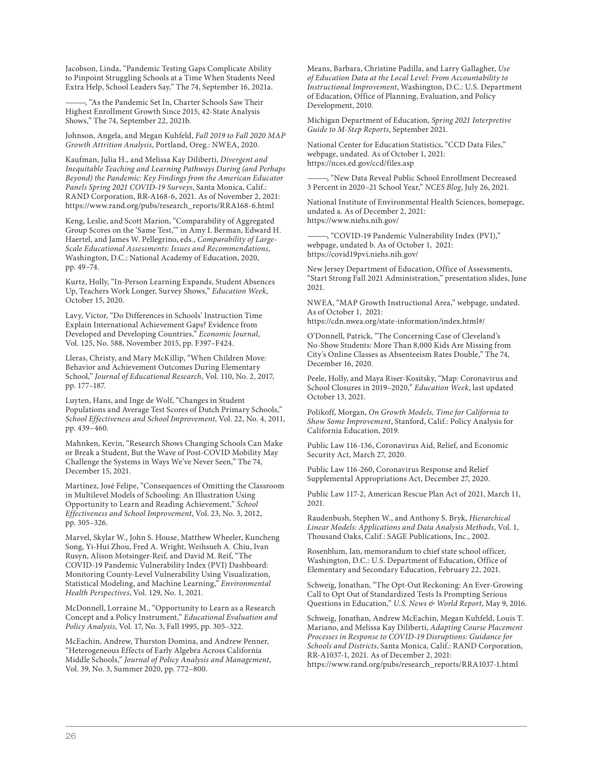Jacobson, Linda, "Pandemic Testing Gaps Complicate Ability to Pinpoint Struggling Schools at a Time When Students Need Extra Help, School Leaders Say," The 74, September 16, 2021a.

———, "As the Pandemic Set In, Charter Schools Saw Their Highest Enrollment Growth Since 2015, 42-State Analysis Shows," The 74, September 22, 2021b.

Johnson, Angela, and Megan Kuhfeld, *Fall 2019 to Fall 2020 MAP Growth Attrition Analysis*, Portland, Oreg.: NWEA, 2020.

Kaufman, Julia H., and Melissa Kay Diliberti, *Divergent and Inequitable Teaching and Learning Pathways During (and Perhaps Beyond) the Pandemic: Key Findings from the American Educator Panels Spring 2021 COVID-19 Surveys*, Santa Monica, Calif.: RAND Corporation, RR-A168-6, 2021. As of November 2, 2021: https://www.rand.org/pubs/research_reports/RRA168-6.html

Keng, Leslie, and Scott Marion, "Comparability of Aggregated Group Scores on the 'Same Test,'" in Amy I. Berman, Edward H. Haertel, and James W. Pellegrino, eds., *Comparability of Large-Scale Educational Assessments: Issues and Recommendations*, Washington, D.C.: National Academy of Education, 2020, pp. 49–74.

Kurtz, Holly, "In-Person Learning Expands, Student Absences Up, Teachers Work Longer, Survey Shows," *Education Week*, October 15, 2020.

Lavy, Victor, "Do Differences in Schools' Instruction Time Explain International Achievement Gaps? Evidence from Developed and Developing Countries," *Economic Journal*, Vol. 125, No. 588, November 2015, pp. F397–F424.

Lleras, Christy, and Mary McKillip, "When Children Move: Behavior and Achievement Outcomes During Elementary School," *Journal of Educational Research*, Vol. 110, No. 2, 2017, pp. 177–187.

Luyten, Hans, and Inge de Wolf, "Changes in Student Populations and Average Test Scores of Dutch Primary Schools," *School Effectiveness and School Improvement*, Vol. 22, No. 4, 2011, pp. 439–460.

Mahnken, Kevin, "Research Shows Changing Schools Can Make or Break a Student, But the Wave of Post-COVID Mobility May Challenge the Systems in Ways We've Never Seen," The 74, December 15, 2021.

Martínez, José Felipe, "Consequences of Omitting the Classroom in Multilevel Models of Schooling: An Illustration Using Opportunity to Learn and Reading Achievement," *School Effectiveness and School Improvement*, Vol. 23, No. 3, 2012, pp. 305–326.

Marvel, Skylar W., John S. House, Matthew Wheeler, Kuncheng Song, Yi-Hui Zhou, Fred A. Wright, Weihsueh A. Chiu, Ivan Rusyn, Alison Motsinger-Reif, and David M. Reif, "The COVID-19 Pandemic Vulnerability Index (PVI) Dashboard: Monitoring County-Level Vulnerability Using Visualization, Statistical Modeling, and Machine Learning," *Environmental Health Perspectives*, Vol. 129, No. 1, 2021.

McDonnell, Lorraine M., "Opportunity to Learn as a Research Concept and a Policy Instrument," *Educational Evaluation and Policy Analysis*, Vol. 17, No. 3, Fall 1995, pp. 305–322.

McEachin, Andrew, Thurston Domina, and Andrew Penner, "Heterogeneous Effects of Early Algebra Across California Middle Schools," *Journal of Policy Analysis and Management*, Vol. 39, No. 3, Summer 2020, pp. 772–800.

Means, Barbara, Christine Padilla, and Larry Gallagher, *Use of Education Data at the Local Level: From Accountability to Instructional Improvement*, Washington, D.C.: U.S. Department of Education, Office of Planning, Evaluation, and Policy Development, 2010.

Michigan Department of Education, *Spring 2021 Interpretive Guide to M-Step Reports*, September 2021.

National Center for Education Statistics, "CCD Data Files," webpage, undated. As of October 1, 2021: https://nces.ed.gov/ccd/files.asp

———, "New Data Reveal Public School Enrollment Decreased 3 Percent in 2020–21 School Year," *NCES Blog*, July 26, 2021.

National Institute of Environmental Health Sciences, homepage, undated a. As of December 2, 2021: https://www.niehs.nih.gov/

———, "COVID-19 Pandemic Vulnerability Index (PVI)," webpage, undated b. As of October 1, 2021: https://covid19pvi.niehs.nih.gov/

New Jersey Department of Education, Office of Assessments, "Start Strong Fall 2021 Administration," presentation slides, June 2021.

NWEA, "MAP Growth Instructional Area," webpage, undated. As of October 1, 2021: https://cdn.nwea.org/state-information/index.html#/

O'Donnell, Patrick, "The Concerning Case of Cleveland's No-Show Students: More Than 8,000 Kids Are Missing from City's Online Classes as Absenteeism Rates Double," The 74, December 16, 2020.

Peele, Holly, and Maya Riser-Kositsky, "Map: Coronavirus and School Closures in 2019–2020," *Education Week*, last updated October 13, 2021.

Polikoff, Morgan, *On Growth Models, Time for California to Show Some Improvement*, Stanford, Calif.: Policy Analysis for California Education, 2019.

Public Law 116-136, Coronavirus Aid, Relief, and Economic Security Act, March 27, 2020.

Public Law 116-260, Coronavirus Response and Relief Supplemental Appropriations Act, December 27, 2020.

Public Law 117-2, American Rescue Plan Act of 2021, March 11, 2021.

Raudenbush, Stephen W., and Anthony S. Bryk, *Hierarchical Linear Models: Applications and Data Analysis Methods*, Vol. 1, Thousand Oaks, Calif.: SAGE Publications, Inc., 2002.

Rosenblum, Ian, memorandum to chief state school officer, Washington, D.C.: U.S. Department of Education, Office of Elementary and Secondary Education, February 22, 2021.

Schweig, Jonathan, "The Opt-Out Reckoning: An Ever-Growing Call to Opt Out of Standardized Tests Is Prompting Serious Questions in Education," *U.S. News & World Report*, May 9, 2016.

Schweig, Jonathan, Andrew McEachin, Megan Kuhfeld, Louis T. Mariano, and Melissa Kay Diliberti, *Adapting Course Placement Processes in Response to COVID-19 Disruptions: Guidance for Schools and Districts*, Santa Monica, Calif.: RAND Corporation, RR-A1037-1, 2021. As of December 2, 2021: https://www.rand.org/pubs/research_reports/RRA1037-1.html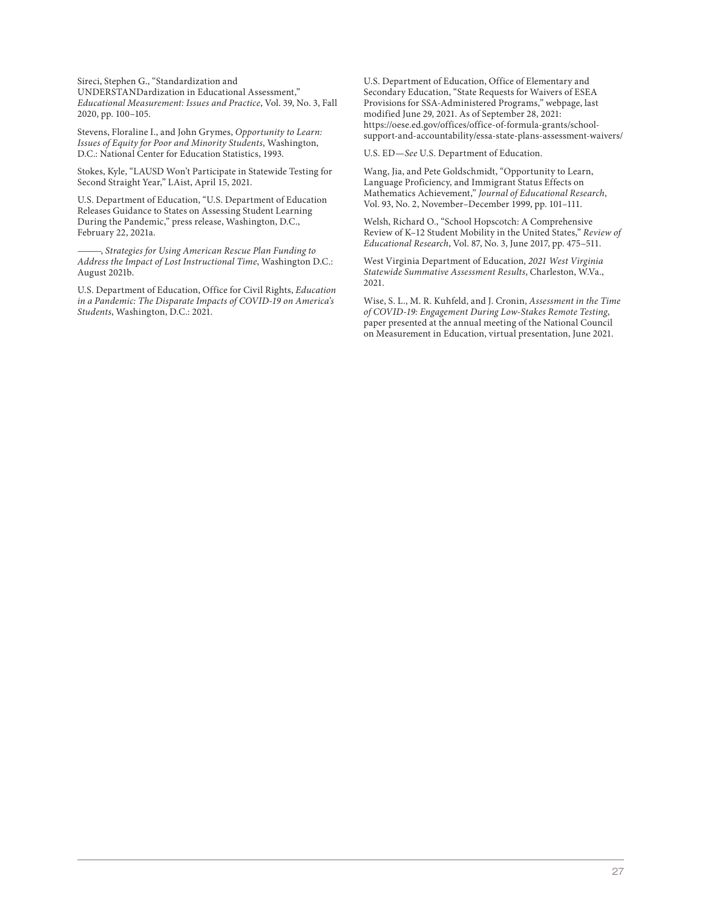Sireci, Stephen G., "Standardization and UNDERSTANDardization in Educational Assessment," *Educational Measurement: Issues and Practice*, Vol. 39, No. 3, Fall 2020, pp. 100–105.

Stevens, Floraline I., and John Grymes, *Opportunity to Learn: Issues of Equity for Poor and Minority Students*, Washington, D.C.: National Center for Education Statistics, 1993.

Stokes, Kyle, "LAUSD Won't Participate in Statewide Testing for Second Straight Year," LAist, April 15, 2021.

U.S. Department of Education, "U.S. Department of Education Releases Guidance to States on Assessing Student Learning During the Pandemic," press release, Washington, D.C., February 22, 2021a.

———, *Strategies for Using American Rescue Plan Funding to Address the Impact of Lost Instructional Time*, Washington D.C.: August 2021b.

U.S. Department of Education, Office for Civil Rights, *Education in a Pandemic: The Disparate Impacts of COVID-19 on America's Students*, Washington, D.C.: 2021.

U.S. Department of Education, Office of Elementary and Secondary Education, "State Requests for Waivers of ESEA Provisions for SSA-Administered Programs," webpage, last modified June 29, 2021. As of September 28, 2021: https://oese.ed.gov/offices/office-of-formula-grants/school-support-and-accountability/essa-state-plans-assessment-waivers/

U.S. ED—*See* U.S. Department of Education.

Wang, Jia, and Pete Goldschmidt, "Opportunity to Learn, Language Proficiency, and Immigrant Status Effects on Mathematics Achievement," *Journal of Educational Research*, Vol. 93, No. 2, November–December 1999, pp. 101–111.

Welsh, Richard O., "School Hopscotch: A Comprehensive Review of K–12 Student Mobility in the United States," *Review of Educational Research*, Vol. 87, No. 3, June 2017, pp. 475–511.

West Virginia Department of Education, *2021 West Virginia Statewide Summative Assessment Results*, Charleston, W.Va., 2021.

Wise, S. L., M. R. Kuhfeld, and J. Cronin, *Assessment in the Time of COVID-19: Engagement During Low-Stakes Remote Testing*, paper presented at the annual meeting of the National Council on Measurement in Education, virtual presentation, June 2021.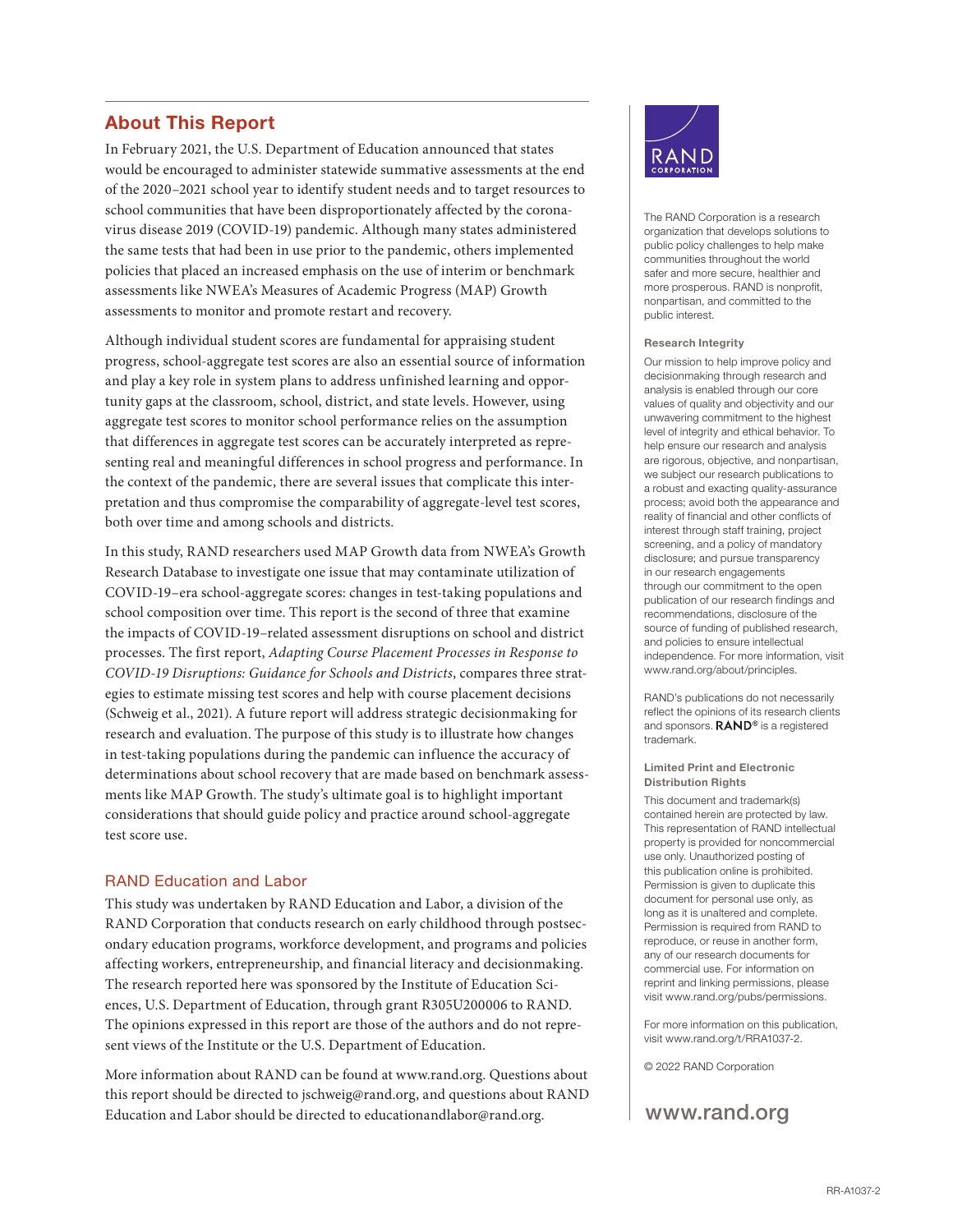## About This Report

In February 2021, the U.S. Department of Education announced that states would be encouraged to administer statewide summative assessments at the end of the 2020–2021 school year to identify student needs and to target resources to school communities that have been disproportionately affected by the coronavirus disease 2019 (COVID-19) pandemic. Although many states administered the same tests that had been in use prior to the pandemic, others implemented policies that placed an increased emphasis on the use of interim or benchmark assessments like NWEA's Measures of Academic Progress (MAP) Growth assessments to monitor and promote restart and recovery.

Although individual student scores are fundamental for appraising student progress, school-aggregate test scores are also an essential source of information and play a key role in system plans to address unfinished learning and opportunity gaps at the classroom, school, district, and state levels. However, using aggregate test scores to monitor school performance relies on the assumption that differences in aggregate test scores can be accurately interpreted as representing real and meaningful differences in school progress and performance. In the context of the pandemic, there are several issues that complicate this interpretation and thus compromise the comparability of aggregate-level test scores, both over time and among schools and districts.

In this study, RAND researchers used MAP Growth data from NWEA's Growth Research Database to investigate one issue that may contaminate utilization of COVID-19–era school-aggregate scores: changes in test-taking populations and school composition over time. This report is the second of three that examine the impacts of COVID-19–related assessment disruptions on school and district processes. The first report, *Adapting Course Placement Processes in Response to COVID-19 Disruptions: Guidance for Schools and Districts*, compares three strategies to estimate missing test scores and help with course placement decisions (Schweig et al., 2021). A future report will address strategic decisionmaking for research and evaluation. The purpose of this study is to illustrate how changes in test-taking populations during the pandemic can influence the accuracy of determinations about school recovery that are made based on benchmark assessments like MAP Growth. The study's ultimate goal is to highlight important considerations that should guide policy and practice around school-aggregate test score use.

### RAND Education and Labor

This study was undertaken by RAND Education and Labor, a division of the RAND Corporation that conducts research on early childhood through postsecondary education programs, workforce development, and programs and policies affecting workers, entrepreneurship, and financial literacy and decisionmaking. The research reported here was sponsored by the Institute of Education Sciences, U.S. Department of Education, through grant R305U200006 to RAND. The opinions expressed in this report are those of the authors and do not represent views of the Institute or the U.S. Department of Education.

More information about RAND can be found at www.rand.org. Questions about this report should be directed to jschweig@rand.org, and questions about RAND Education and Labor should be directed to educationandlabor@rand.org.

RAND CORPORATION

The RAND Corporation is a research organization that develops solutions to public policy challenges to help make communities throughout the world safer and more secure, healthier and more prosperous. RAND is nonprofit, nonpartisan, and committed to the public interest.

**Research Integrity**

Our mission to help improve policy and decisionmaking through research and analysis is enabled through our core values of quality and objectivity and our unwavering commitment to the highest level of integrity and ethical behavior. To help ensure our research and analysis are rigorous, objective, and nonpartisan, we subject our research publications to a robust and exacting quality-assurance process; avoid both the appearance and reality of financial and other conflicts of interest through staff training, project screening, and a policy of mandatory disclosure; and pursue transparency in our research engagements through our commitment to the open publication of our research findings and recommendations, disclosure of the source of funding of published research, and policies to ensure intellectual independence. For more information, visit www.rand.org/about/principles.

RAND's publications do not necessarily reflect the opinions of its research clients and sponsors. RAND® is a registered trademark.

**Limited Print and Electronic Distribution Rights**

This document and trademark(s) contained herein are protected by law. This representation of RAND intellectual property is provided for noncommercial use only. Unauthorized posting of this publication online is prohibited. Permission is given to duplicate this document for personal use only, as long as it is unaltered and complete. Permission is required from RAND to reproduce, or reuse in another form, any of our research documents for commercial use. For information on reprint and linking permissions, please visit www.rand.org/pubs/permissions.

For more information on this publication, visit www.rand.org/t/RRA1037-2.

© 2022 RAND Corporation

www.rand.org

RR-A1037-2